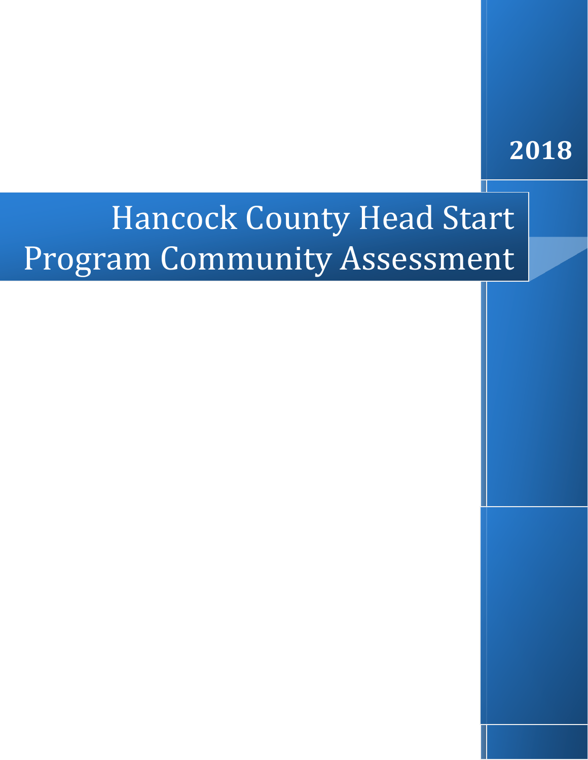**2018**

# Hancock County Head Start Program Community Assessment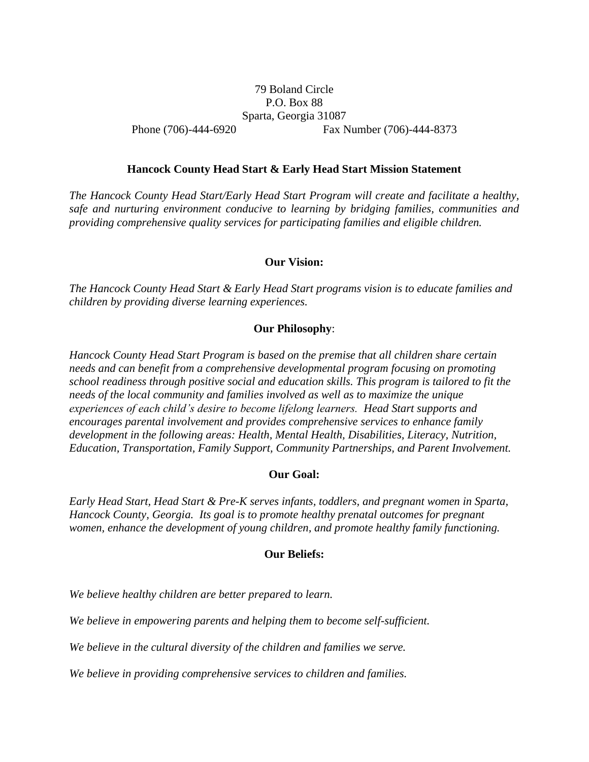79 Boland Circle
P.O. Box 88
Sparta, Georgia 31087
Phone (706)-444-6920 Fax Number (706)-444-8373

**Hancock County Head Start & Early Head Start Mission Statement**

*The Hancock County Head Start/Early Head Start Program will create and facilitate a healthy, safe and nurturing environment conducive to learning by bridging families, communities and providing comprehensive quality services for participating families and eligible children.*

**Our Vision:**

*The Hancock County Head Start & Early Head Start programs vision is to educate families and children by providing diverse learning experiences.*

**Our Philosophy**:

*Hancock County Head Start Program is based on the premise that all children share certain needs and can benefit from a comprehensive developmental program focusing on promoting school readiness through positive social and education skills. This program is tailored to fit the needs of the local community and families involved as well as to maximize the unique experiences of each child's desire to become lifelong learners. Head Start supports and encourages parental involvement and provides comprehensive services to enhance family development in the following areas: Health, Mental Health, Disabilities, Literacy, Nutrition, Education, Transportation, Family Support, Community Partnerships, and Parent Involvement.*

**Our Goal:**

*Early Head Start, Head Start & Pre-K serves infants, toddlers, and pregnant women in Sparta, Hancock County, Georgia. Its goal is to promote healthy prenatal outcomes for pregnant women, enhance the development of young children, and promote healthy family functioning.*

**Our Beliefs:**

*We believe healthy children are better prepared to learn.*

*We believe in empowering parents and helping them to become self-sufficient.*

*We believe in the cultural diversity of the children and families we serve.*

*We believe in providing comprehensive services to children and families.*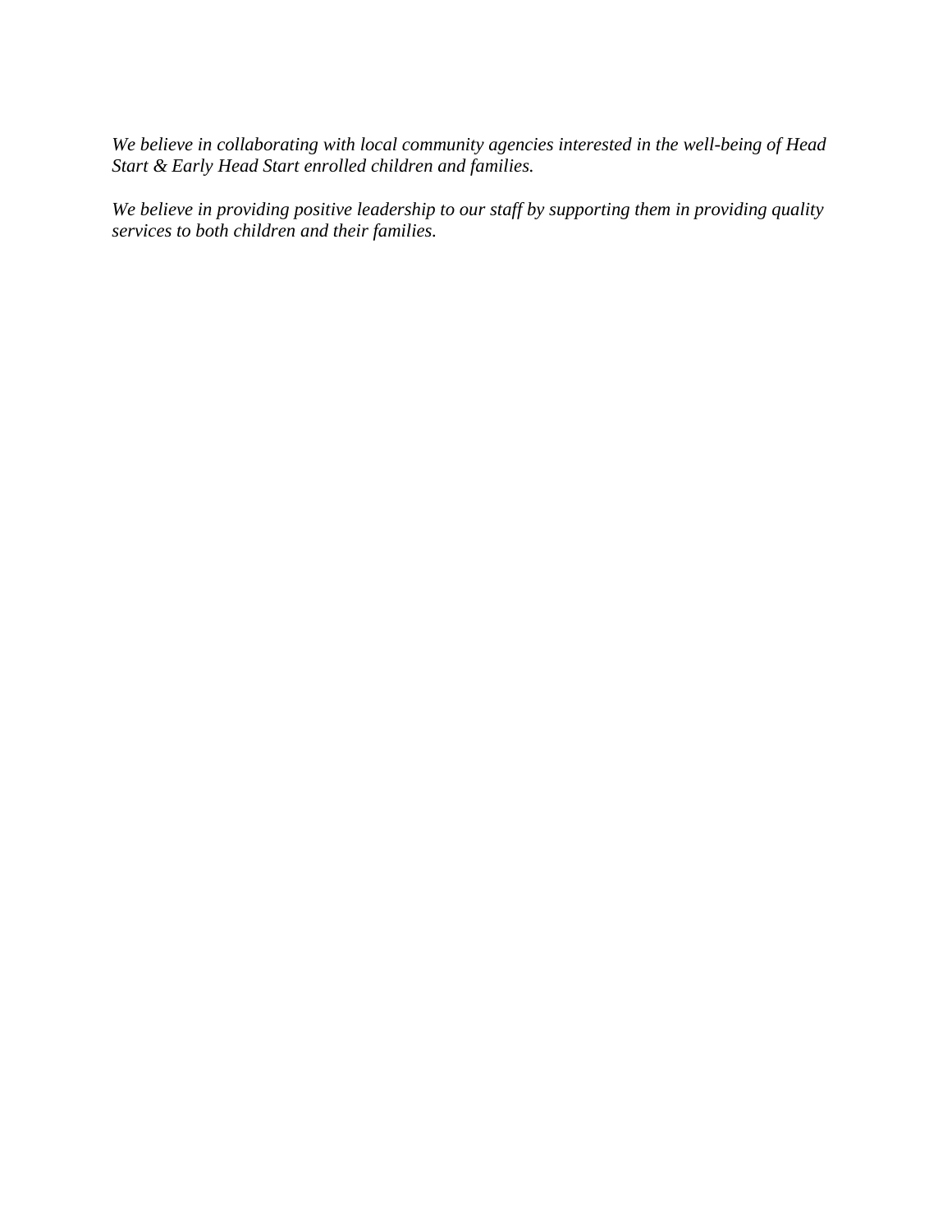*We believe in collaborating with local community agencies interested in the well-being of Head Start & Early Head Start enrolled children and families.*

*We believe in providing positive leadership to our staff by supporting them in providing quality services to both children and their families.*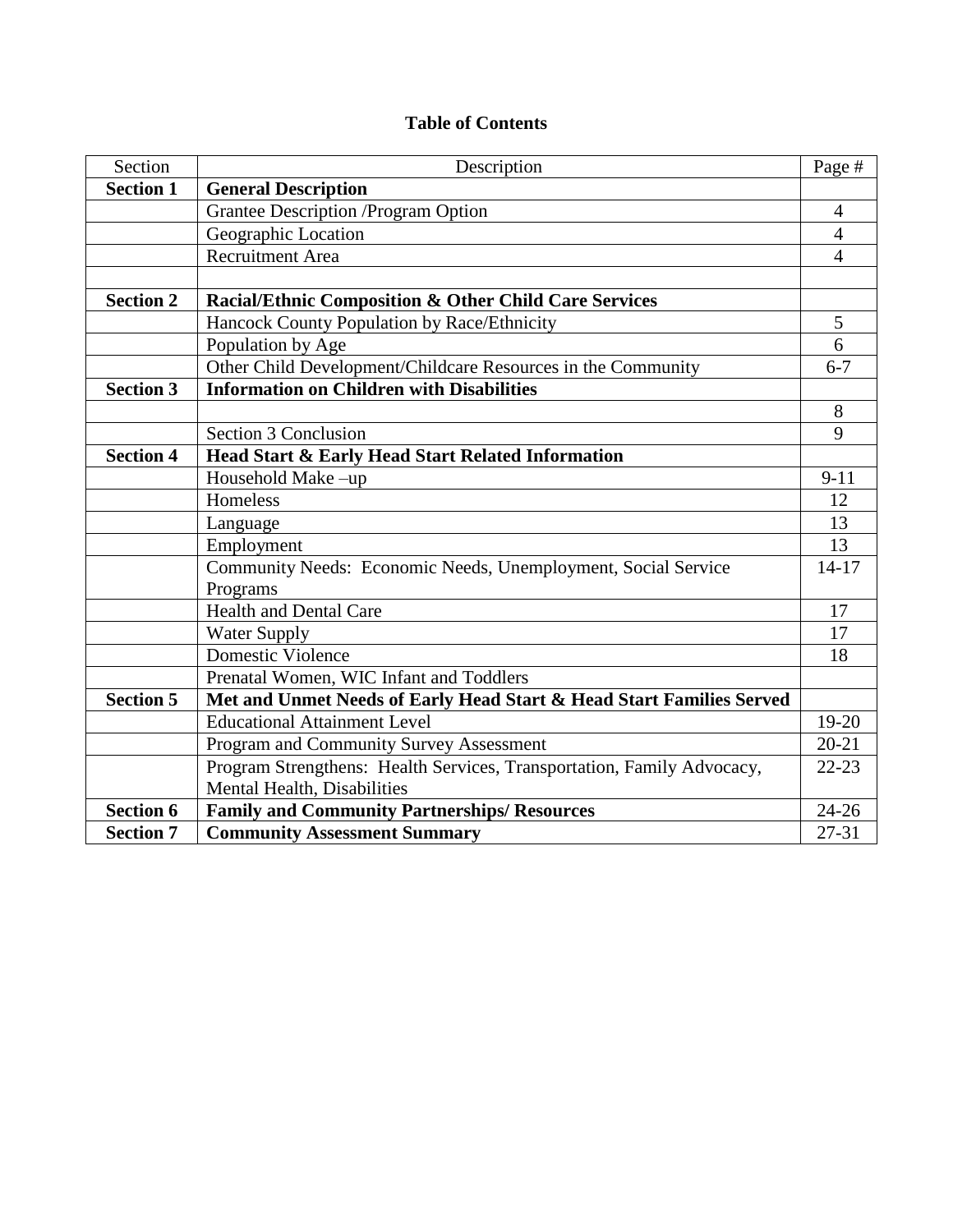**Table of Contents**

| Section | Description | Page # |
|---|---|---|
| **Section 1** | **General Description** | |
| | Grantee Description /Program Option | 4 |
| | Geographic Location | 4 |
| | Recruitment Area | 4 |
| | | |
| **Section 2** | **Racial/Ethnic Composition & Other Child Care Services** | |
| | Hancock County Population by Race/Ethnicity | 5 |
| | Population by Age | 6 |
| | Other Child Development/Childcare Resources in the Community | 6-7 |
| **Section 3** | **Information on Children with Disabilities** | |
| | | 8 |
| | Section 3 Conclusion | 9 |
| **Section 4** | **Head Start & Early Head Start Related Information** | |
| | Household Make –up | 9-11 |
| | Homeless | 12 |
| | Language | 13 |
| | Employment | 13 |
| | Community Needs: Economic Needs, Unemployment, Social Service Programs | 14-17 |
| | Health and Dental Care | 17 |
| | Water Supply | 17 |
| | Domestic Violence | 18 |
| | Prenatal Women, WIC Infant and Toddlers | |
| **Section 5** | **Met and Unmet Needs of Early Head Start & Head Start Families Served** | |
| | Educational Attainment Level | 19-20 |
| | Program and Community Survey Assessment | 20-21 |
| | Program Strengthens: Health Services, Transportation, Family Advocacy, Mental Health, Disabilities | 22-23 |
| **Section 6** | **Family and Community Partnerships/ Resources** | 24-26 |
| **Section 7** | **Community Assessment Summary** | 27-31 |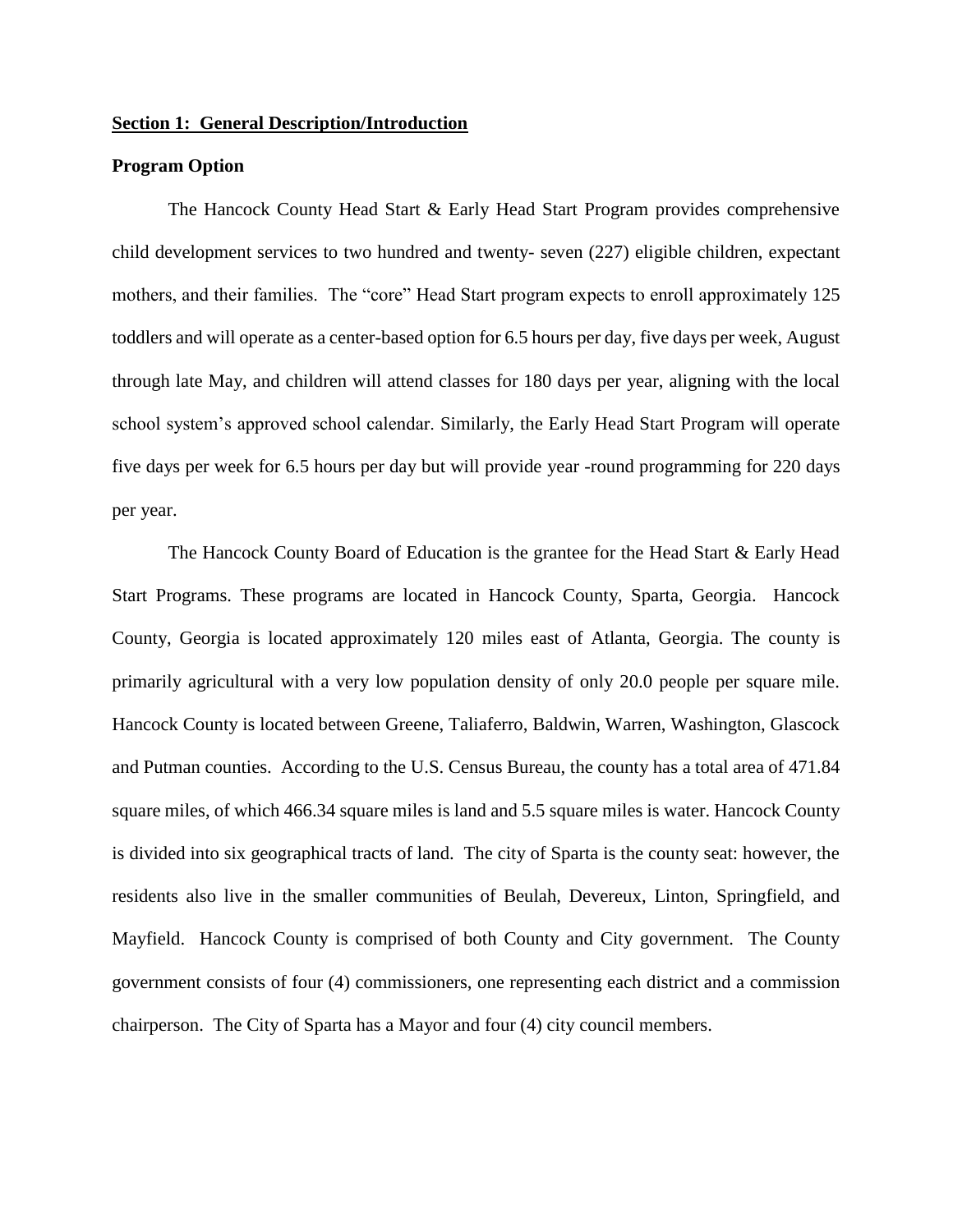## Section 1: General Description/Introduction

### Program Option

The Hancock County Head Start & Early Head Start Program provides comprehensive child development services to two hundred and twenty- seven (227) eligible children, expectant mothers, and their families. The "core" Head Start program expects to enroll approximately 125 toddlers and will operate as a center-based option for 6.5 hours per day, five days per week, August through late May, and children will attend classes for 180 days per year, aligning with the local school system's approved school calendar. Similarly, the Early Head Start Program will operate five days per week for 6.5 hours per day but will provide year -round programming for 220 days per year.

The Hancock County Board of Education is the grantee for the Head Start & Early Head Start Programs. These programs are located in Hancock County, Sparta, Georgia. Hancock County, Georgia is located approximately 120 miles east of Atlanta, Georgia. The county is primarily agricultural with a very low population density of only 20.0 people per square mile. Hancock County is located between Greene, Taliaferro, Baldwin, Warren, Washington, Glascock and Putman counties. According to the U.S. Census Bureau, the county has a total area of 471.84 square miles, of which 466.34 square miles is land and 5.5 square miles is water. Hancock County is divided into six geographical tracts of land. The city of Sparta is the county seat: however, the residents also live in the smaller communities of Beulah, Devereux, Linton, Springfield, and Mayfield. Hancock County is comprised of both County and City government. The County government consists of four (4) commissioners, one representing each district and a commission chairperson. The City of Sparta has a Mayor and four (4) city council members.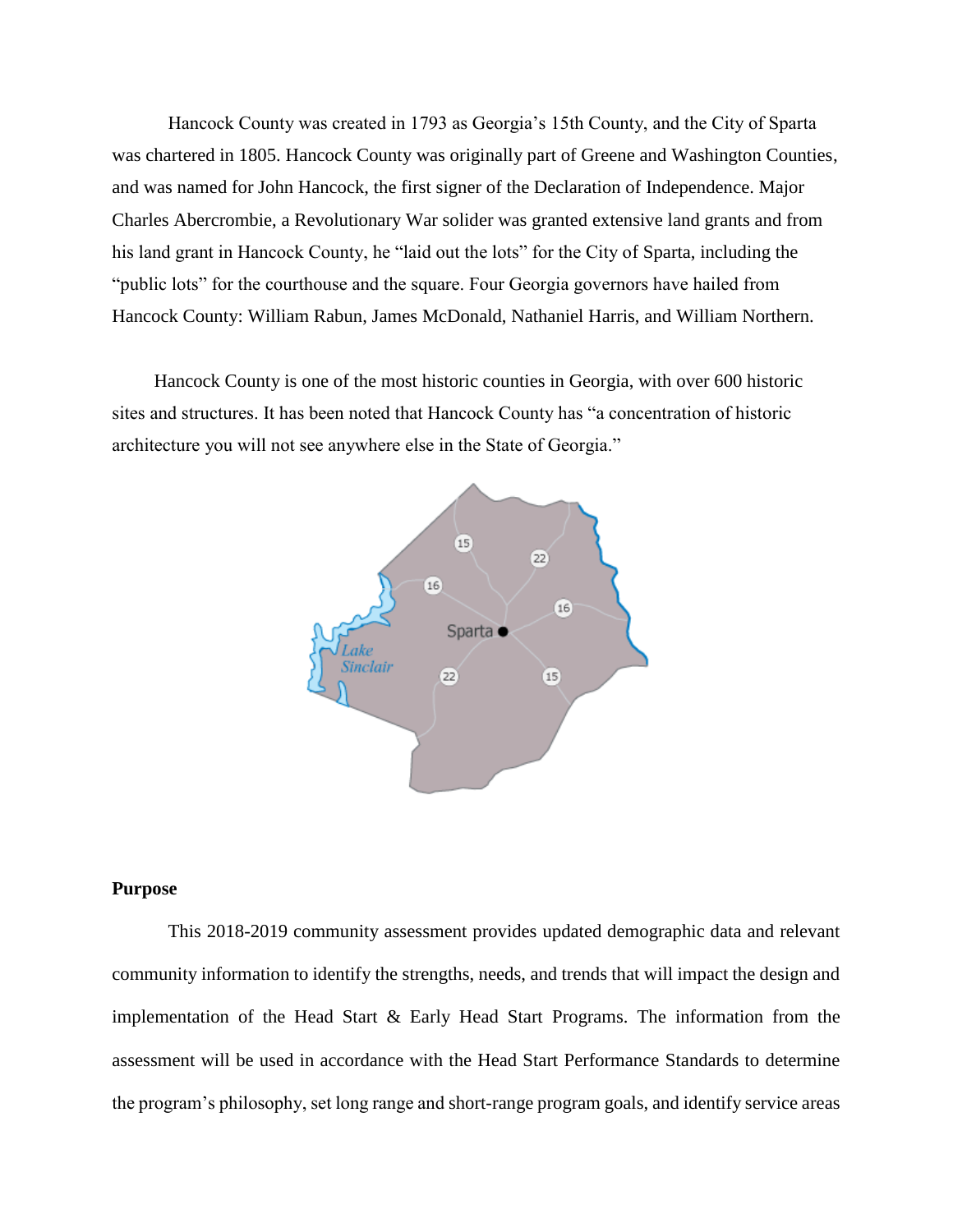Hancock County was created in 1793 as Georgia's 15th County, and the City of Sparta was chartered in 1805. Hancock County was originally part of Greene and Washington Counties, and was named for John Hancock, the first signer of the Declaration of Independence. Major Charles Abercrombie, a Revolutionary War solider was granted extensive land grants and from his land grant in Hancock County, he "laid out the lots" for the City of Sparta, including the "public lots" for the courthouse and the square. Four Georgia governors have hailed from Hancock County: William Rabun, James McDonald, Nathaniel Harris, and William Northern.

Hancock County is one of the most historic counties in Georgia, with over 600 historic sites and structures. It has been noted that Hancock County has "a concentration of historic architecture you will not see anywhere else in the State of Georgia."

**Purpose**

This 2018-2019 community assessment provides updated demographic data and relevant community information to identify the strengths, needs, and trends that will impact the design and implementation of the Head Start & Early Head Start Programs. The information from the assessment will be used in accordance with the Head Start Performance Standards to determine the program's philosophy, set long range and short-range program goals, and identify service areas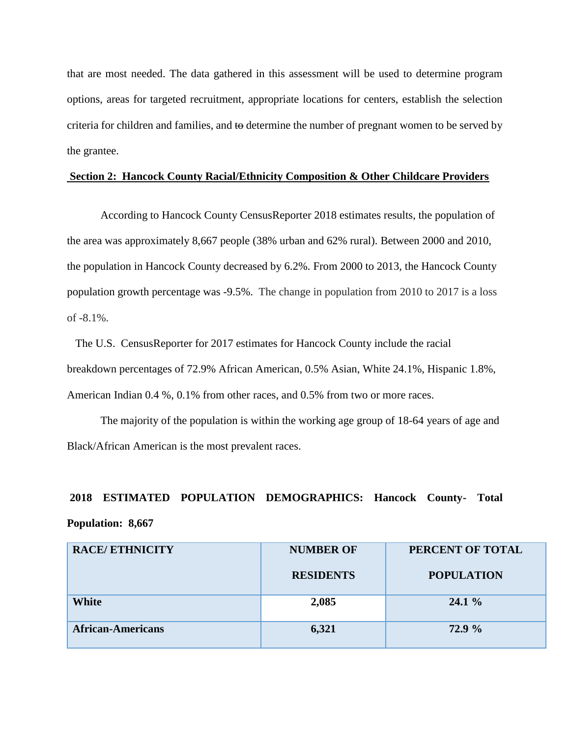that are most needed. The data gathered in this assessment will be used to determine program options, areas for targeted recruitment, appropriate locations for centers, establish the selection criteria for children and families, and ~~to~~ determine the number of pregnant women to be served by the grantee.

## Section 2: Hancock County Racial/Ethnicity Composition & Other Childcare Providers

According to Hancock County CensusReporter 2018 estimates results, the population of the area was approximately 8,667 people (38% urban and 62% rural). Between 2000 and 2010, the population in Hancock County decreased by 6.2%. From 2000 to 2013, the Hancock County population growth percentage was -9.5%. The change in population from 2010 to 2017 is a loss of -8.1%.

The U.S. CensusReporter for 2017 estimates for Hancock County include the racial breakdown percentages of 72.9% African American, 0.5% Asian, White 24.1%, Hispanic 1.8%, American Indian 0.4 %, 0.1% from other races, and 0.5% from two or more races.

The majority of the population is within the working age group of 18-64 years of age and Black/African American is the most prevalent races.

**2018 ESTIMATED POPULATION DEMOGRAPHICS: Hancock County- Total Population: 8,667**

| RACE/ ETHNICITY | NUMBER OF RESIDENTS | PERCENT OF TOTAL POPULATION |
|---|---|---|
| White | 2,085 | 24.1 % |
| African-Americans | 6,321 | 72.9 % |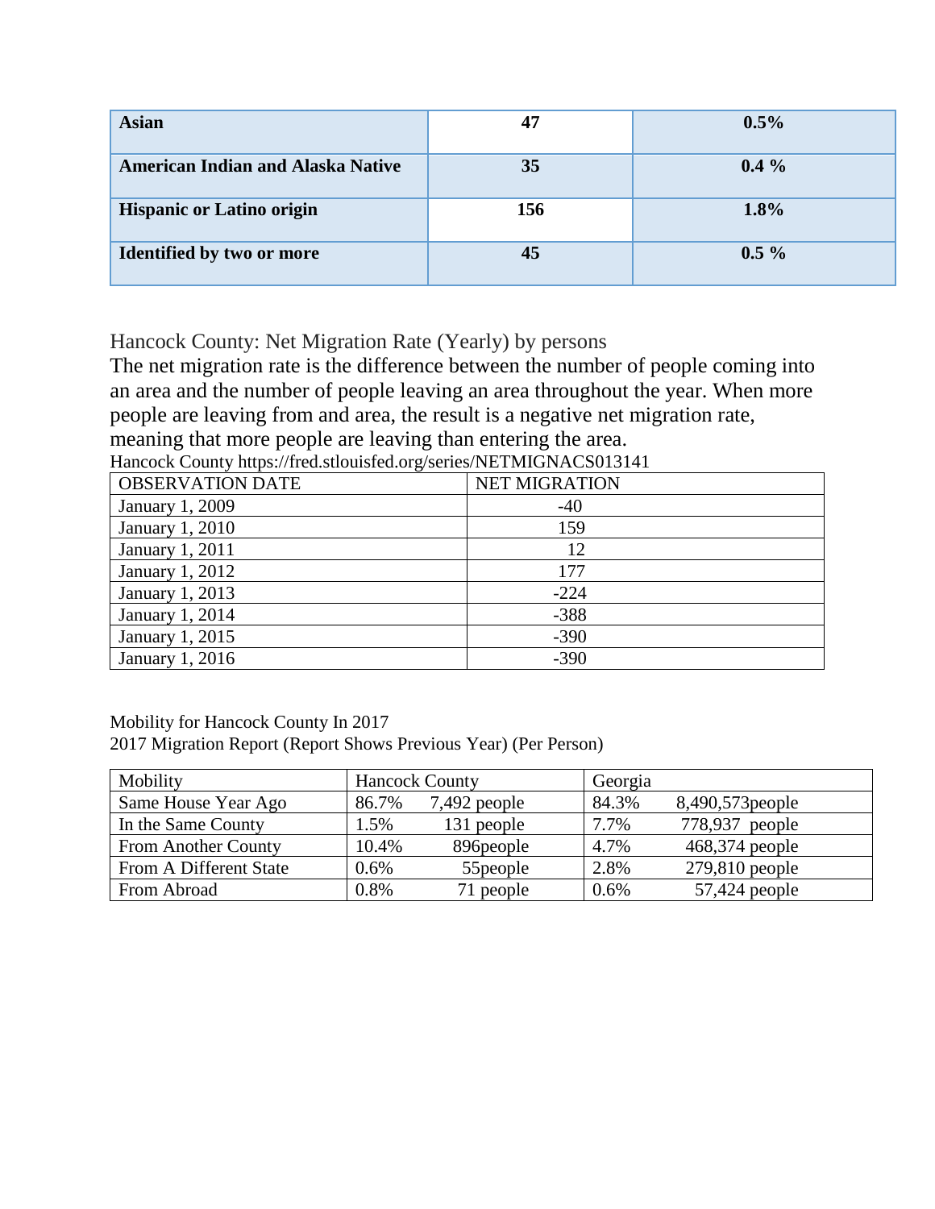| **Asian** | **47** | **0.5%** |
|---|---|---|
| **American Indian and Alaska Native** | **35** | **0.4 %** |
| **Hispanic or Latino origin** | **156** | **1.8%** |
| **Identified by two or more** | **45** | **0.5 %** |

Hancock County: Net Migration Rate (Yearly) by persons

The net migration rate is the difference between the number of people coming into an area and the number of people leaving an area throughout the year. When more people are leaving from and area, the result is a negative net migration rate, meaning that more people are leaving than entering the area.

Hancock County https://fred.stlouisfed.org/series/NETMIGNACS013141

| OBSERVATION DATE | NET MIGRATION |
|---|---|
| January 1, 2009 | -40 |
| January 1, 2010 | 159 |
| January 1, 2011 | 12 |
| January 1, 2012 | 177 |
| January 1, 2013 | -224 |
| January 1, 2014 | -388 |
| January 1, 2015 | -390 |
| January 1, 2016 | -390 |

Mobility for Hancock County In 2017

2017 Migration Report (Report Shows Previous Year) (Per Person)

| Mobility | Hancock County | | Georgia | |
|---|---|---|---|---|
| Same House Year Ago | 86.7% | 7,492 people | 84.3% | 8,490,573people |
| In the Same County | 1.5% | 131 people | 7.7% | 778,937 people |
| From Another County | 10.4% | 896people | 4.7% | 468,374 people |
| From A Different State | 0.6% | 55people | 2.8% | 279,810 people |
| From Abroad | 0.8% | 71 people | 0.6% | 57,424 people |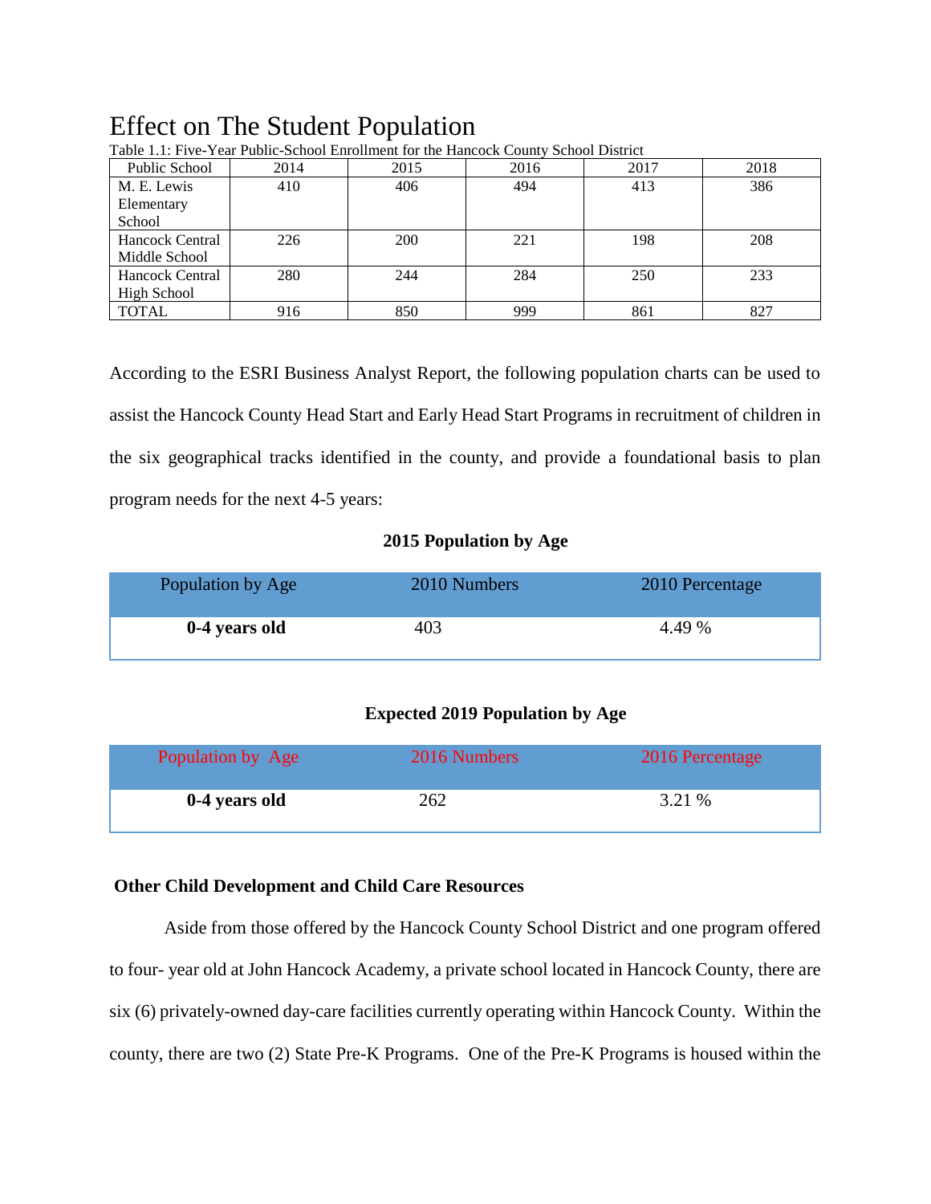# Effect on The Student Population

Table 1.1: Five-Year Public-School Enrollment for the Hancock County School District

| Public School | 2014 | 2015 | 2016 | 2017 | 2018 |
|---|---|---|---|---|---|
| M. E. Lewis Elementary School | 410 | 406 | 494 | 413 | 386 |
| Hancock Central Middle School | 226 | 200 | 221 | 198 | 208 |
| Hancock Central High School | 280 | 244 | 284 | 250 | 233 |
| TOTAL | 916 | 850 | 999 | 861 | 827 |

According to the ESRI Business Analyst Report, the following population charts can be used to assist the Hancock County Head Start and Early Head Start Programs in recruitment of children in the six geographical tracks identified in the county, and provide a foundational basis to plan program needs for the next 4-5 years:

**2015 Population by Age**

| Population by Age | 2010 Numbers | 2010 Percentage |
|---|---|---|
| **0-4 years old** | 403 | 4.49 % |

**Expected 2019 Population by Age**

| Population by Age | 2016 Numbers | 2016 Percentage |
|---|---|---|
| **0-4 years old** | 262 | 3.21 % |

**Other Child Development and Child Care Resources**

Aside from those offered by the Hancock County School District and one program offered to four- year old at John Hancock Academy, a private school located in Hancock County, there are six (6) privately-owned day-care facilities currently operating within Hancock County. Within the county, there are two (2) State Pre-K Programs. One of the Pre-K Programs is housed within the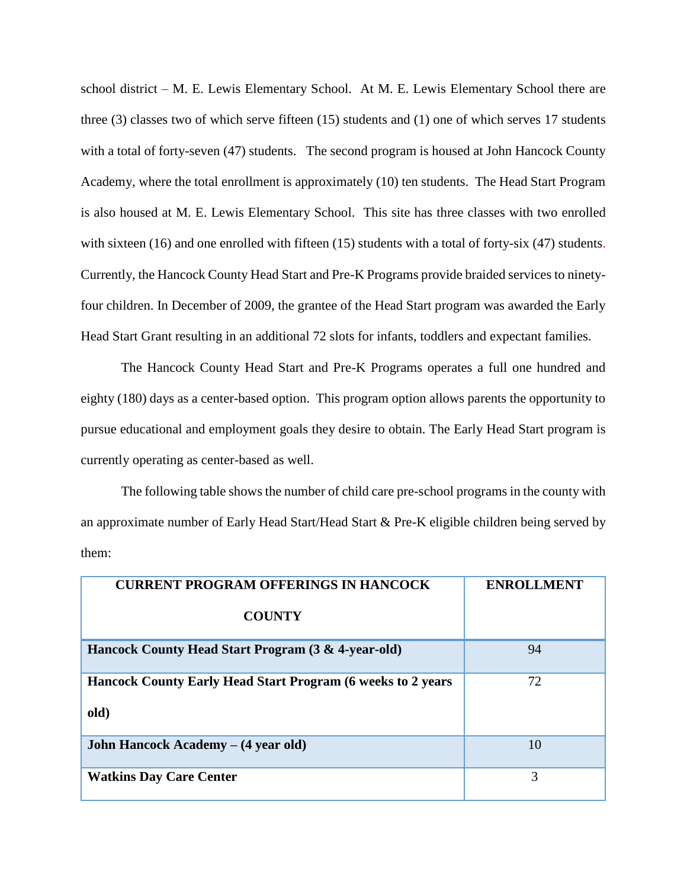school district – M. E. Lewis Elementary School. At M. E. Lewis Elementary School there are three (3) classes two of which serve fifteen (15) students and (1) one of which serves 17 students with a total of forty-seven (47) students. The second program is housed at John Hancock County Academy, where the total enrollment is approximately (10) ten students. The Head Start Program is also housed at M. E. Lewis Elementary School. This site has three classes with two enrolled with sixteen (16) and one enrolled with fifteen (15) students with a total of forty-six (47) students. Currently, the Hancock County Head Start and Pre-K Programs provide braided services to ninety-four children. In December of 2009, the grantee of the Head Start program was awarded the Early Head Start Grant resulting in an additional 72 slots for infants, toddlers and expectant families.

The Hancock County Head Start and Pre-K Programs operates a full one hundred and eighty (180) days as a center-based option. This program option allows parents the opportunity to pursue educational and employment goals they desire to obtain. The Early Head Start program is currently operating as center-based as well.

The following table shows the number of child care pre-school programs in the county with an approximate number of Early Head Start/Head Start & Pre-K eligible children being served by them:

| CURRENT PROGRAM OFFERINGS IN HANCOCK COUNTY | ENROLLMENT |
|---|---|
| **Hancock County Head Start Program (3 & 4-year-old)** | 94 |
| **Hancock County Early Head Start Program (6 weeks to 2 years old)** | 72 |
| **John Hancock Academy – (4 year old)** | 10 |
| **Watkins Day Care Center** | 3 |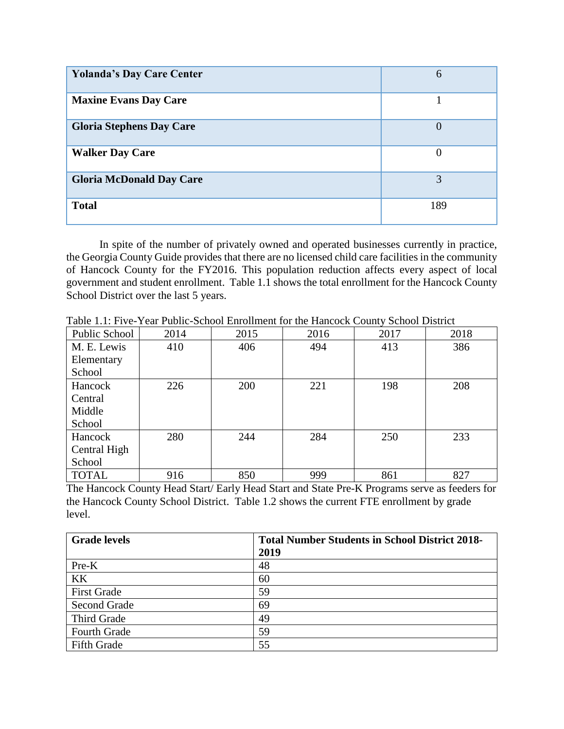| | |
|---|---|
| **Yolanda's Day Care Center** | 6 |
| **Maxine Evans Day Care** | 1 |
| **Gloria Stephens Day Care** | 0 |
| **Walker Day Care** | 0 |
| **Gloria McDonald Day Care** | 3 |
| **Total** | 189 |

In spite of the number of privately owned and operated businesses currently in practice, the Georgia County Guide provides that there are no licensed child care facilities in the community of Hancock County for the FY2016. This population reduction affects every aspect of local government and student enrollment. Table 1.1 shows the total enrollment for the Hancock County School District over the last 5 years.

Table 1.1: Five-Year Public-School Enrollment for the Hancock County School District

| Public School | 2014 | 2015 | 2016 | 2017 | 2018 |
|---|---|---|---|---|---|
| M. E. Lewis Elementary School | 410 | 406 | 494 | 413 | 386 |
| Hancock Central Middle School | 226 | 200 | 221 | 198 | 208 |
| Hancock Central High School | 280 | 244 | 284 | 250 | 233 |
| TOTAL | 916 | 850 | 999 | 861 | 827 |

The Hancock County Head Start/ Early Head Start and State Pre-K Programs serve as feeders for the Hancock County School District. Table 1.2 shows the current FTE enrollment by grade level.

| **Grade levels** | **Total Number Students in School District 2018-2019** |
|---|---|
| Pre-K | 48 |
| KK | 60 |
| First Grade | 59 |
| Second Grade | 69 |
| Third Grade | 49 |
| Fourth Grade | 59 |
| Fifth Grade | 55 |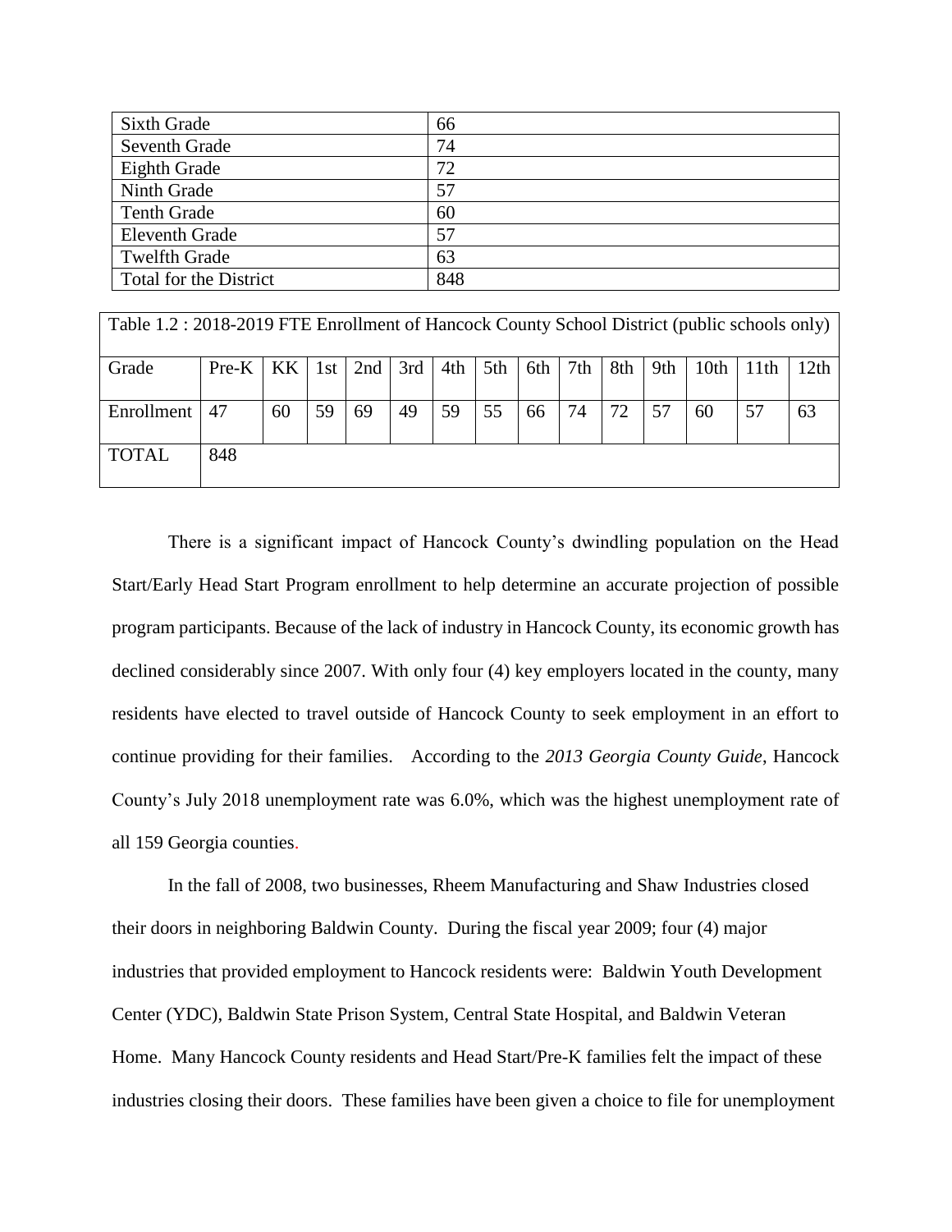| Sixth Grade | 66 |
|---|---|
| Seventh Grade | 74 |
| Eighth Grade | 72 |
| Ninth Grade | 57 |
| Tenth Grade | 60 |
| Eleventh Grade | 57 |
| Twelfth Grade | 63 |
| Total for the District | 848 |

| Table 1.2 : 2018-2019 FTE Enrollment of Hancock County School District (public schools only) | | | | | | | | | | | | | | |
|---|---|---|---|---|---|---|---|---|---|---|---|---|---|---|
| Grade | Pre-K | KK | 1st | 2nd | 3rd | 4th | 5th | 6th | 7th | 8th | 9th | 10th | 11th | 12th |
| Enrollment | 47 | 60 | 59 | 69 | 49 | 59 | 55 | 66 | 74 | 72 | 57 | 60 | 57 | 63 |
| TOTAL | 848 | | | | | | | | | | | | | |

There is a significant impact of Hancock County's dwindling population on the Head Start/Early Head Start Program enrollment to help determine an accurate projection of possible program participants. Because of the lack of industry in Hancock County, its economic growth has declined considerably since 2007. With only four (4) key employers located in the county, many residents have elected to travel outside of Hancock County to seek employment in an effort to continue providing for their families. According to the *2013 Georgia County Guide*, Hancock County's July 2018 unemployment rate was 6.0%, which was the highest unemployment rate of all 159 Georgia counties.

In the fall of 2008, two businesses, Rheem Manufacturing and Shaw Industries closed their doors in neighboring Baldwin County. During the fiscal year 2009; four (4) major industries that provided employment to Hancock residents were: Baldwin Youth Development Center (YDC), Baldwin State Prison System, Central State Hospital, and Baldwin Veteran Home. Many Hancock County residents and Head Start/Pre-K families felt the impact of these industries closing their doors. These families have been given a choice to file for unemployment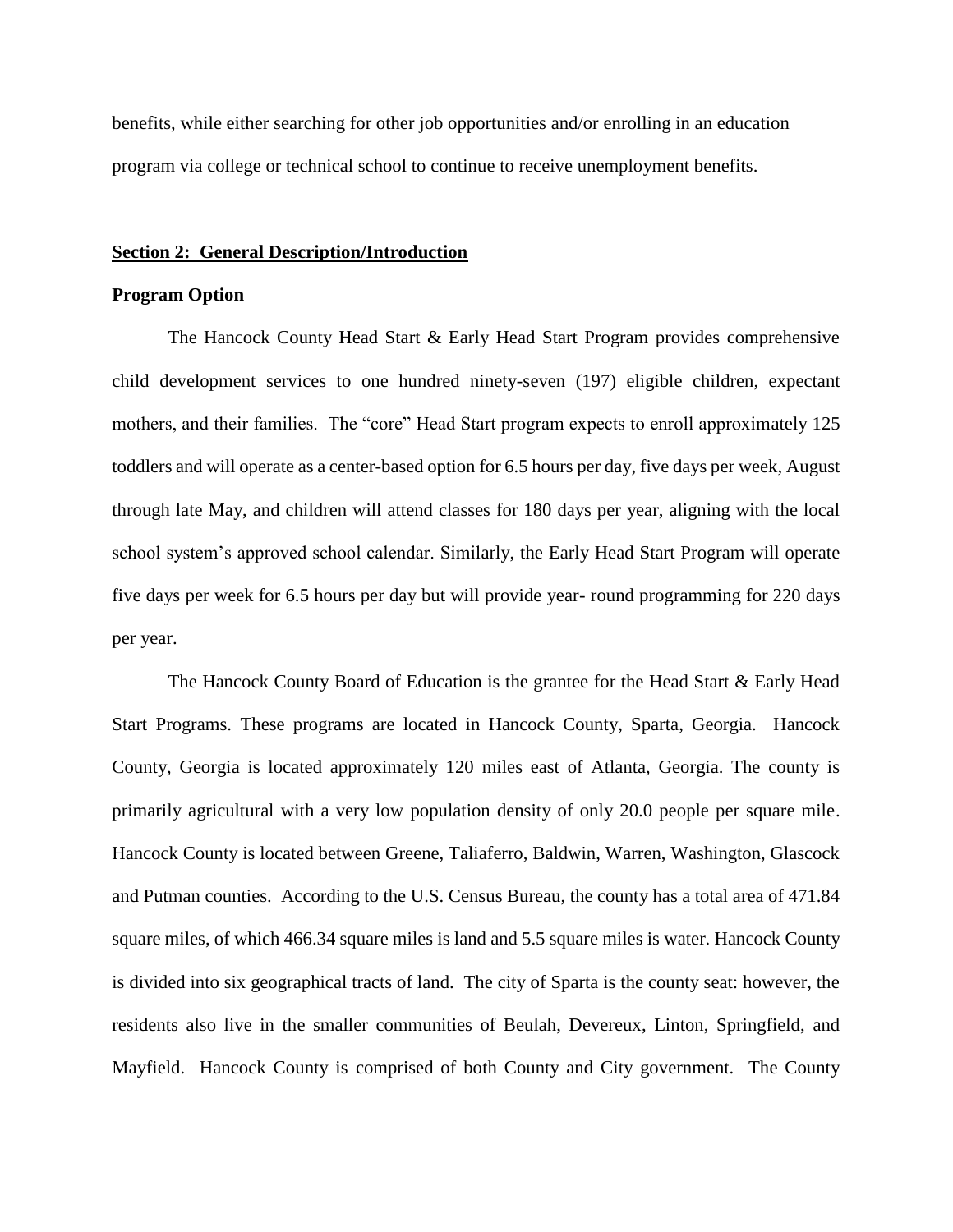benefits, while either searching for other job opportunities and/or enrolling in an education program via college or technical school to continue to receive unemployment benefits.

## Section 2: General Description/Introduction

### Program Option

The Hancock County Head Start & Early Head Start Program provides comprehensive child development services to one hundred ninety-seven (197) eligible children, expectant mothers, and their families. The "core" Head Start program expects to enroll approximately 125 toddlers and will operate as a center-based option for 6.5 hours per day, five days per week, August through late May, and children will attend classes for 180 days per year, aligning with the local school system's approved school calendar. Similarly, the Early Head Start Program will operate five days per week for 6.5 hours per day but will provide year- round programming for 220 days per year.

The Hancock County Board of Education is the grantee for the Head Start & Early Head Start Programs. These programs are located in Hancock County, Sparta, Georgia. Hancock County, Georgia is located approximately 120 miles east of Atlanta, Georgia. The county is primarily agricultural with a very low population density of only 20.0 people per square mile. Hancock County is located between Greene, Taliaferro, Baldwin, Warren, Washington, Glascock and Putman counties. According to the U.S. Census Bureau, the county has a total area of 471.84 square miles, of which 466.34 square miles is land and 5.5 square miles is water. Hancock County is divided into six geographical tracts of land. The city of Sparta is the county seat: however, the residents also live in the smaller communities of Beulah, Devereux, Linton, Springfield, and Mayfield. Hancock County is comprised of both County and City government. The County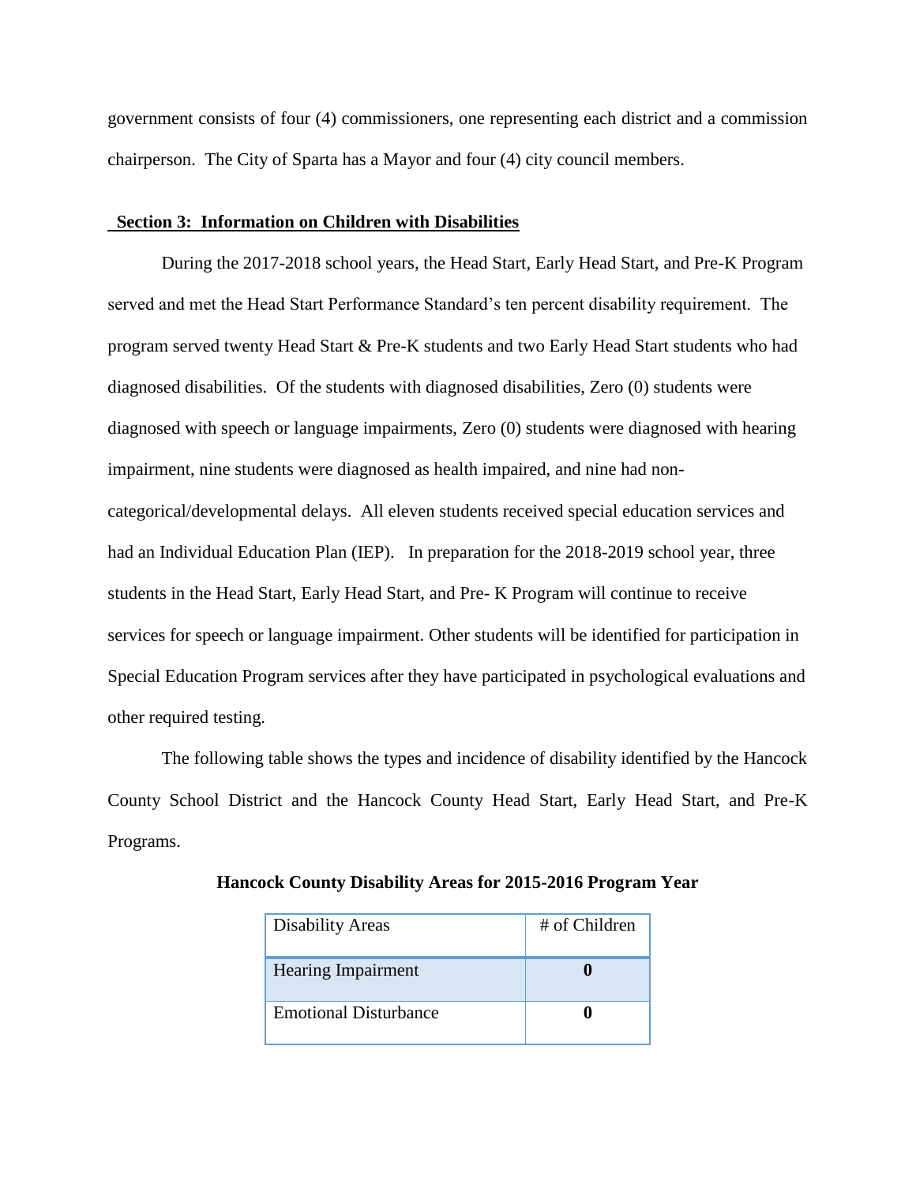government consists of four (4) commissioners, one representing each district and a commission chairperson. The City of Sparta has a Mayor and four (4) city council members.

## Section 3: Information on Children with Disabilities

During the 2017-2018 school years, the Head Start, Early Head Start, and Pre-K Program served and met the Head Start Performance Standard's ten percent disability requirement. The program served twenty Head Start & Pre-K students and two Early Head Start students who had diagnosed disabilities. Of the students with diagnosed disabilities, Zero (0) students were diagnosed with speech or language impairments, Zero (0) students were diagnosed with hearing impairment, nine students were diagnosed as health impaired, and nine had non-categorical/developmental delays. All eleven students received special education services and had an Individual Education Plan (IEP). In preparation for the 2018-2019 school year, three students in the Head Start, Early Head Start, and Pre- K Program will continue to receive services for speech or language impairment. Other students will be identified for participation in Special Education Program services after they have participated in psychological evaluations and other required testing.

The following table shows the types and incidence of disability identified by the Hancock County School District and the Hancock County Head Start, Early Head Start, and Pre-K Programs.

**Hancock County Disability Areas for 2015-2016 Program Year**

| Disability Areas | # of Children |
|---|---|
| Hearing Impairment | **0** |
| Emotional Disturbance | **0** |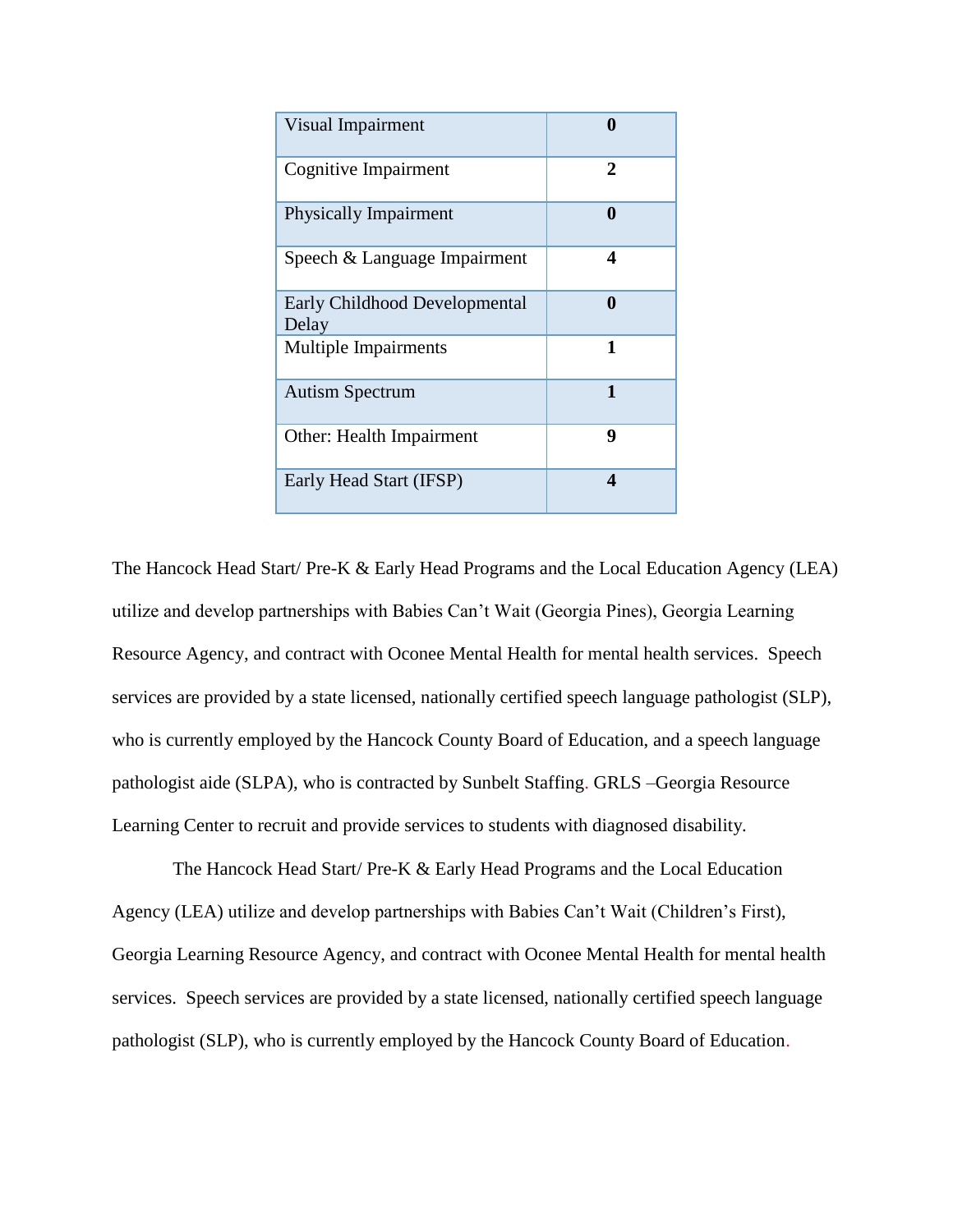| Visual Impairment | 0 |
| --- | --- |
| Cognitive Impairment | 2 |
| Physically Impairment | 0 |
| Speech & Language Impairment | 4 |
| Early Childhood Developmental Delay | 0 |
| Multiple Impairments | 1 |
| Autism Spectrum | 1 |
| Other: Health Impairment | 9 |
| Early Head Start (IFSP) | 4 |

The Hancock Head Start/ Pre-K & Early Head Programs and the Local Education Agency (LEA) utilize and develop partnerships with Babies Can't Wait (Georgia Pines), Georgia Learning Resource Agency, and contract with Oconee Mental Health for mental health services. Speech services are provided by a state licensed, nationally certified speech language pathologist (SLP), who is currently employed by the Hancock County Board of Education, and a speech language pathologist aide (SLPA), who is contracted by Sunbelt Staffing. GRLS –Georgia Resource Learning Center to recruit and provide services to students with diagnosed disability.

The Hancock Head Start/ Pre-K & Early Head Programs and the Local Education Agency (LEA) utilize and develop partnerships with Babies Can't Wait (Children's First), Georgia Learning Resource Agency, and contract with Oconee Mental Health for mental health services. Speech services are provided by a state licensed, nationally certified speech language pathologist (SLP), who is currently employed by the Hancock County Board of Education.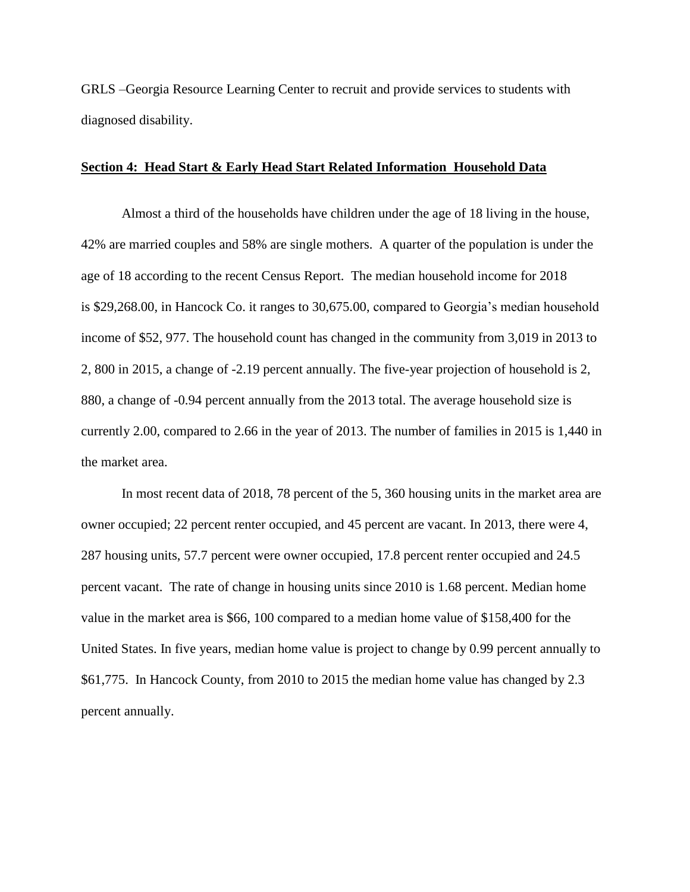GRLS –Georgia Resource Learning Center to recruit and provide services to students with diagnosed disability.

**Section 4: Head Start & Early Head Start Related Information Household Data**

Almost a third of the households have children under the age of 18 living in the house, 42% are married couples and 58% are single mothers. A quarter of the population is under the age of 18 according to the recent Census Report. The median household income for 2018 is $29,268.00, in Hancock Co. it ranges to 30,675.00, compared to Georgia's median household income of $52, 977. The household count has changed in the community from 3,019 in 2013 to 2, 800 in 2015, a change of -2.19 percent annually. The five-year projection of household is 2, 880, a change of -0.94 percent annually from the 2013 total. The average household size is currently 2.00, compared to 2.66 in the year of 2013. The number of families in 2015 is 1,440 in the market area.

In most recent data of 2018, 78 percent of the 5, 360 housing units in the market area are owner occupied; 22 percent renter occupied, and 45 percent are vacant. In 2013, there were 4, 287 housing units, 57.7 percent were owner occupied, 17.8 percent renter occupied and 24.5 percent vacant. The rate of change in housing units since 2010 is 1.68 percent. Median home value in the market area is $66, 100 compared to a median home value of $158,400 for the United States. In five years, median home value is project to change by 0.99 percent annually to $61,775. In Hancock County, from 2010 to 2015 the median home value has changed by 2.3 percent annually.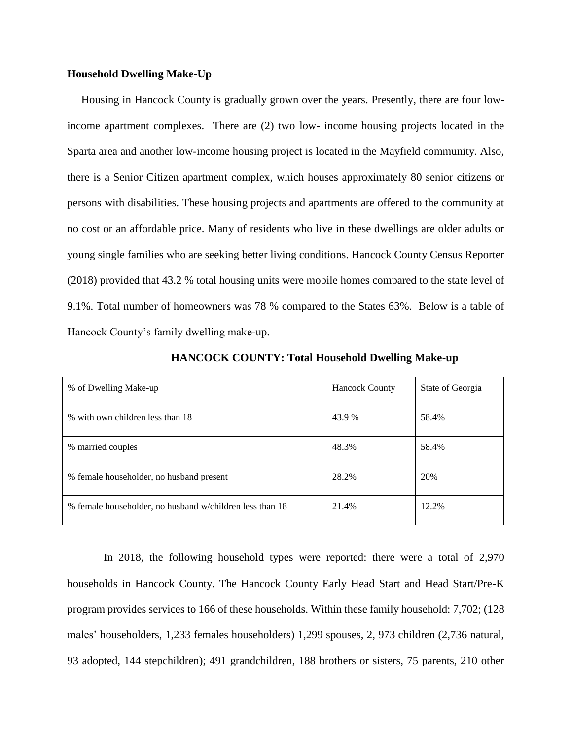**Household Dwelling Make-Up**

Housing in Hancock County is gradually grown over the years. Presently, there are four low-income apartment complexes. There are (2) two low- income housing projects located in the Sparta area and another low-income housing project is located in the Mayfield community. Also, there is a Senior Citizen apartment complex, which houses approximately 80 senior citizens or persons with disabilities. These housing projects and apartments are offered to the community at no cost or an affordable price. Many of residents who live in these dwellings are older adults or young single families who are seeking better living conditions. Hancock County Census Reporter (2018) provided that 43.2 % total housing units were mobile homes compared to the state level of 9.1%. Total number of homeowners was 78 % compared to the States 63%. Below is a table of Hancock County's family dwelling make-up.

**HANCOCK COUNTY: Total Household Dwelling Make-up**

| % of Dwelling Make-up | Hancock County | State of Georgia |
|---|---|---|
| % with own children less than 18 | 43.9 % | 58.4% |
| % married couples | 48.3% | 58.4% |
| % female householder, no husband present | 28.2% | 20% |
| % female householder, no husband w/children less than 18 | 21.4% | 12.2% |

In 2018, the following household types were reported: there were a total of 2,970 households in Hancock County. The Hancock County Early Head Start and Head Start/Pre-K program provides services to 166 of these households. Within these family household: 7,702; (128 males' householders, 1,233 females householders) 1,299 spouses, 2, 973 children (2,736 natural, 93 adopted, 144 stepchildren); 491 grandchildren, 188 brothers or sisters, 75 parents, 210 other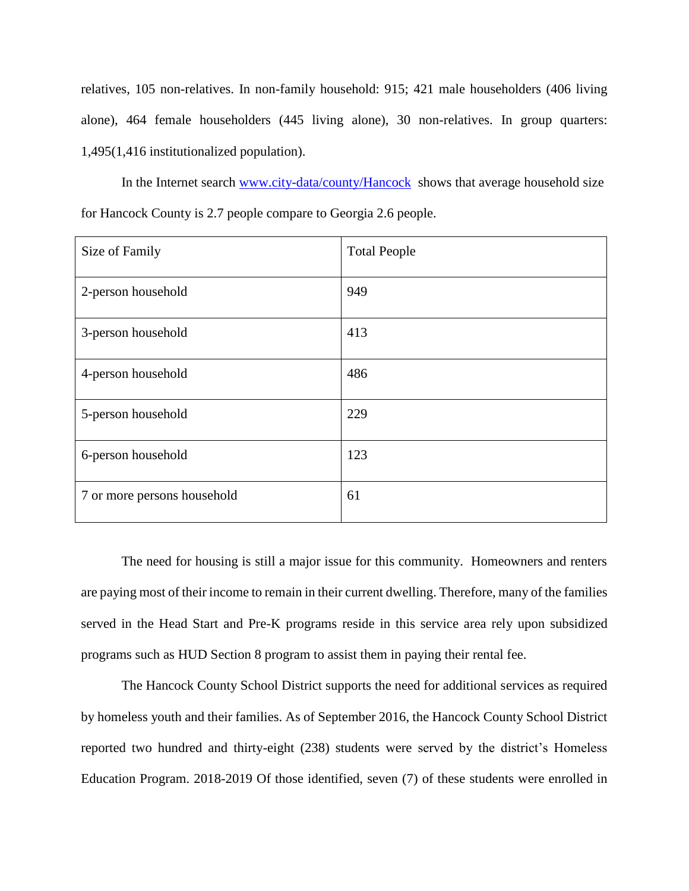relatives, 105 non-relatives. In non-family household: 915; 421 male householders (406 living alone), 464 female householders (445 living alone), 30 non-relatives. In group quarters: 1,495(1,416 institutionalized population).

In the Internet search [www.city-data/county/Hancock](www.city-data/county/Hancock) shows that average household size for Hancock County is 2.7 people compare to Georgia 2.6 people.

| Size of Family | Total People |
| --- | --- |
| 2-person household | 949 |
| 3-person household | 413 |
| 4-person household | 486 |
| 5-person household | 229 |
| 6-person household | 123 |
| 7 or more persons household | 61 |

The need for housing is still a major issue for this community. Homeowners and renters are paying most of their income to remain in their current dwelling. Therefore, many of the families served in the Head Start and Pre-K programs reside in this service area rely upon subsidized programs such as HUD Section 8 program to assist them in paying their rental fee.

The Hancock County School District supports the need for additional services as required by homeless youth and their families. As of September 2016, the Hancock County School District reported two hundred and thirty-eight (238) students were served by the district's Homeless Education Program. 2018-2019 Of those identified, seven (7) of these students were enrolled in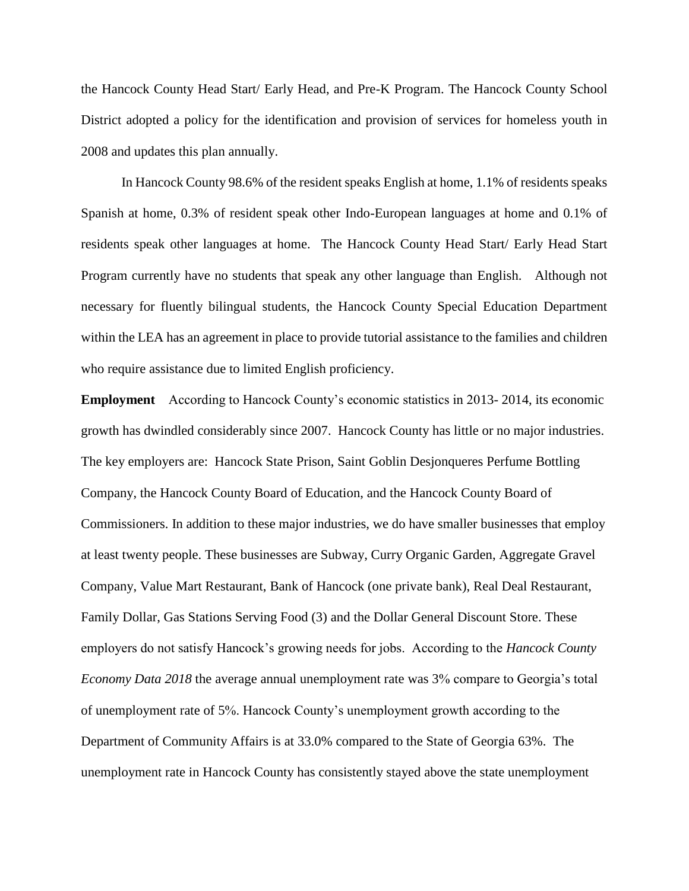the Hancock County Head Start/ Early Head, and Pre-K Program. The Hancock County School District adopted a policy for the identification and provision of services for homeless youth in 2008 and updates this plan annually.

In Hancock County 98.6% of the resident speaks English at home, 1.1% of residents speaks Spanish at home, 0.3% of resident speak other Indo-European languages at home and 0.1% of residents speak other languages at home. The Hancock County Head Start/ Early Head Start Program currently have no students that speak any other language than English. Although not necessary for fluently bilingual students, the Hancock County Special Education Department within the LEA has an agreement in place to provide tutorial assistance to the families and children who require assistance due to limited English proficiency.

**Employment** According to Hancock County's economic statistics in 2013- 2014, its economic growth has dwindled considerably since 2007. Hancock County has little or no major industries. The key employers are: Hancock State Prison, Saint Goblin Desjonqueres Perfume Bottling Company, the Hancock County Board of Education, and the Hancock County Board of Commissioners. In addition to these major industries, we do have smaller businesses that employ at least twenty people. These businesses are Subway, Curry Organic Garden, Aggregate Gravel Company, Value Mart Restaurant, Bank of Hancock (one private bank), Real Deal Restaurant, Family Dollar, Gas Stations Serving Food (3) and the Dollar General Discount Store. These employers do not satisfy Hancock's growing needs for jobs. According to the *Hancock County Economy Data 2018* the average annual unemployment rate was 3% compare to Georgia's total of unemployment rate of 5%. Hancock County's unemployment growth according to the Department of Community Affairs is at 33.0% compared to the State of Georgia 63%. The unemployment rate in Hancock County has consistently stayed above the state unemployment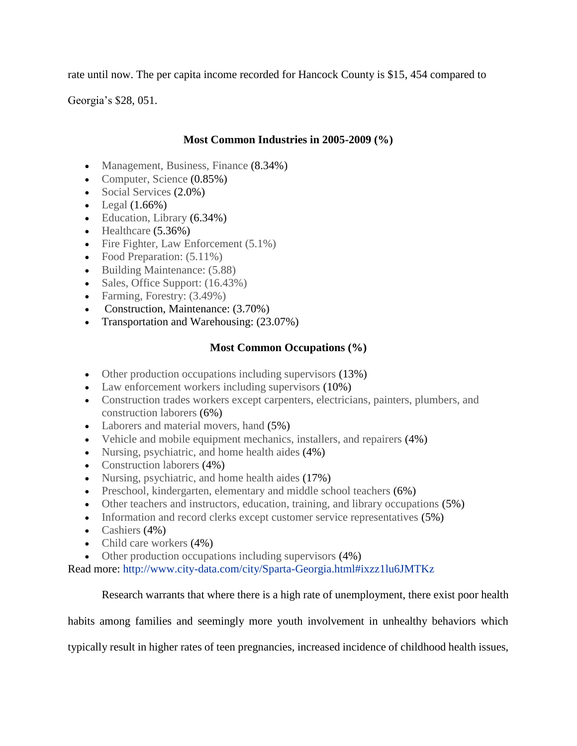rate until now. The per capita income recorded for Hancock County is $15, 454 compared to Georgia's $28, 051.

**Most Common Industries in 2005-2009 (%)**

- Management, Business, Finance (8.34%)
- Computer, Science (0.85%)
- Social Services (2.0%)
- Legal (1.66%)
- Education, Library (6.34%)
- Healthcare (5.36%)
- Fire Fighter, Law Enforcement (5.1%)
- Food Preparation: (5.11%)
- Building Maintenance: (5.88)
- Sales, Office Support: (16.43%)
- Farming, Forestry: (3.49%)
- Construction, Maintenance: (3.70%)
- Transportation and Warehousing: (23.07%)

**Most Common Occupations (%)**

- Other production occupations including supervisors (13%)
- Law enforcement workers including supervisors (10%)
- Construction trades workers except carpenters, electricians, painters, plumbers, and construction laborers (6%)
- Laborers and material movers, hand (5%)
- Vehicle and mobile equipment mechanics, installers, and repairers (4%)
- Nursing, psychiatric, and home health aides (4%)
- Construction laborers (4%)
- Nursing, psychiatric, and home health aides (17%)
- Preschool, kindergarten, elementary and middle school teachers (6%)
- Other teachers and instructors, education, training, and library occupations (5%)
- Information and record clerks except customer service representatives (5%)
- Cashiers (4%)
- Child care workers (4%)
- Other production occupations including supervisors (4%)

Read more: http://www.city-data.com/city/Sparta-Georgia.html#ixzz1lu6JMTKz

Research warrants that where there is a high rate of unemployment, there exist poor health habits among families and seemingly more youth involvement in unhealthy behaviors which typically result in higher rates of teen pregnancies, increased incidence of childhood health issues,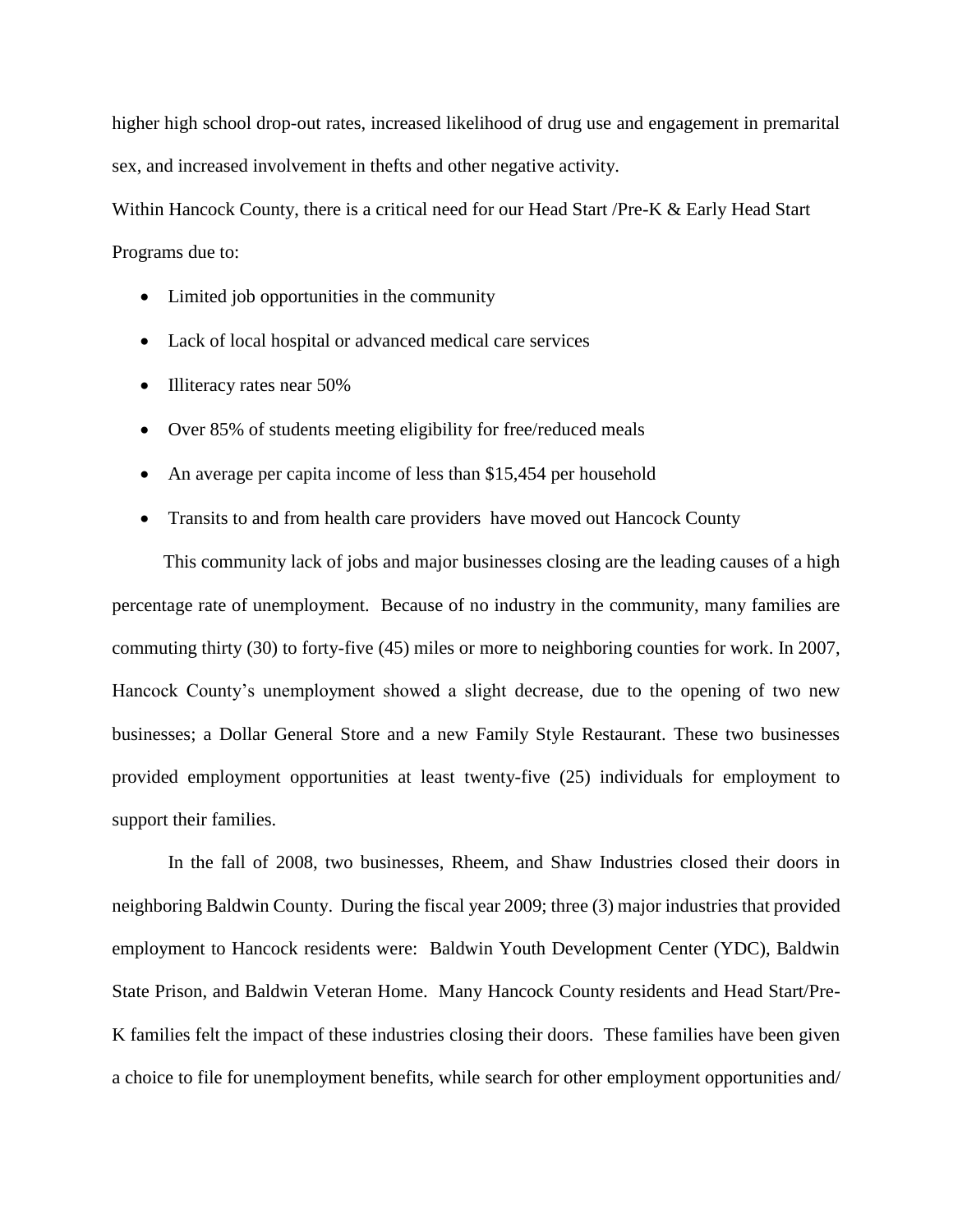higher high school drop-out rates, increased likelihood of drug use and engagement in premarital sex, and increased involvement in thefts and other negative activity.

Within Hancock County, there is a critical need for our Head Start /Pre-K & Early Head Start Programs due to:

- Limited job opportunities in the community
- Lack of local hospital or advanced medical care services
- Illiteracy rates near 50%
- Over 85% of students meeting eligibility for free/reduced meals
- An average per capita income of less than $15,454 per household
- Transits to and from health care providers have moved out Hancock County

This community lack of jobs and major businesses closing are the leading causes of a high percentage rate of unemployment. Because of no industry in the community, many families are commuting thirty (30) to forty-five (45) miles or more to neighboring counties for work. In 2007, Hancock County's unemployment showed a slight decrease, due to the opening of two new businesses; a Dollar General Store and a new Family Style Restaurant. These two businesses provided employment opportunities at least twenty-five (25) individuals for employment to support their families.

In the fall of 2008, two businesses, Rheem, and Shaw Industries closed their doors in neighboring Baldwin County. During the fiscal year 2009; three (3) major industries that provided employment to Hancock residents were: Baldwin Youth Development Center (YDC), Baldwin State Prison, and Baldwin Veteran Home. Many Hancock County residents and Head Start/Pre-K families felt the impact of these industries closing their doors. These families have been given a choice to file for unemployment benefits, while search for other employment opportunities and/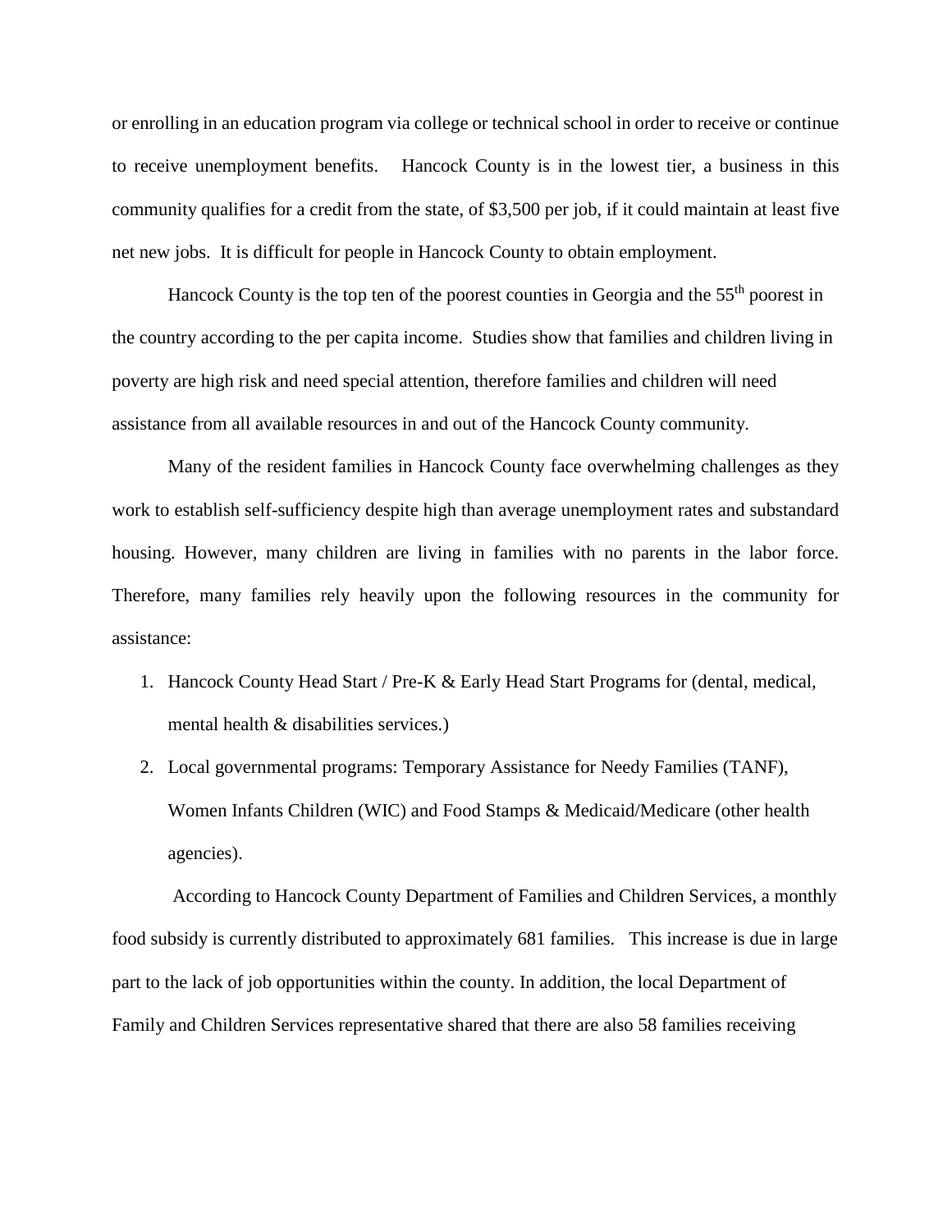or enrolling in an education program via college or technical school in order to receive or continue to receive unemployment benefits. Hancock County is in the lowest tier, a business in this community qualifies for a credit from the state, of $3,500 per job, if it could maintain at least five net new jobs. It is difficult for people in Hancock County to obtain employment.

Hancock County is the top ten of the poorest counties in Georgia and the 55th poorest in the country according to the per capita income. Studies show that families and children living in poverty are high risk and need special attention, therefore families and children will need assistance from all available resources in and out of the Hancock County community.

Many of the resident families in Hancock County face overwhelming challenges as they work to establish self-sufficiency despite high than average unemployment rates and substandard housing. However, many children are living in families with no parents in the labor force. Therefore, many families rely heavily upon the following resources in the community for assistance:

1. Hancock County Head Start / Pre-K & Early Head Start Programs for (dental, medical, mental health & disabilities services.)
2. Local governmental programs: Temporary Assistance for Needy Families (TANF), Women Infants Children (WIC) and Food Stamps & Medicaid/Medicare (other health agencies).

According to Hancock County Department of Families and Children Services, a monthly food subsidy is currently distributed to approximately 681 families. This increase is due in large part to the lack of job opportunities within the county. In addition, the local Department of Family and Children Services representative shared that there are also 58 families receiving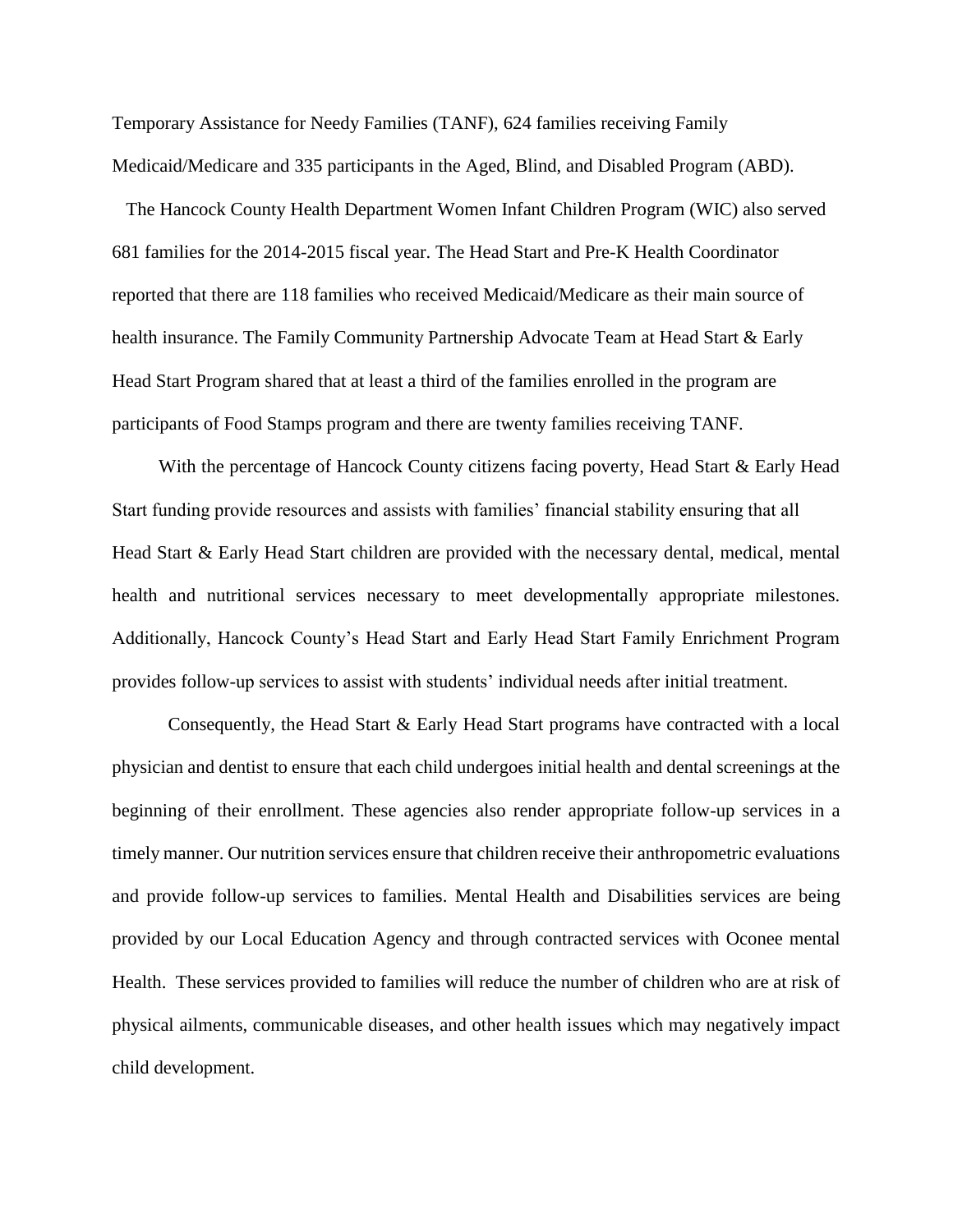Temporary Assistance for Needy Families (TANF), 624 families receiving Family Medicaid/Medicare and 335 participants in the Aged, Blind, and Disabled Program (ABD).

The Hancock County Health Department Women Infant Children Program (WIC) also served 681 families for the 2014-2015 fiscal year. The Head Start and Pre-K Health Coordinator reported that there are 118 families who received Medicaid/Medicare as their main source of health insurance. The Family Community Partnership Advocate Team at Head Start & Early Head Start Program shared that at least a third of the families enrolled in the program are participants of Food Stamps program and there are twenty families receiving TANF.

With the percentage of Hancock County citizens facing poverty, Head Start & Early Head Start funding provide resources and assists with families' financial stability ensuring that all Head Start & Early Head Start children are provided with the necessary dental, medical, mental health and nutritional services necessary to meet developmentally appropriate milestones. Additionally, Hancock County's Head Start and Early Head Start Family Enrichment Program provides follow-up services to assist with students' individual needs after initial treatment.

Consequently, the Head Start & Early Head Start programs have contracted with a local physician and dentist to ensure that each child undergoes initial health and dental screenings at the beginning of their enrollment. These agencies also render appropriate follow-up services in a timely manner. Our nutrition services ensure that children receive their anthropometric evaluations and provide follow-up services to families. Mental Health and Disabilities services are being provided by our Local Education Agency and through contracted services with Oconee mental Health. These services provided to families will reduce the number of children who are at risk of physical ailments, communicable diseases, and other health issues which may negatively impact child development.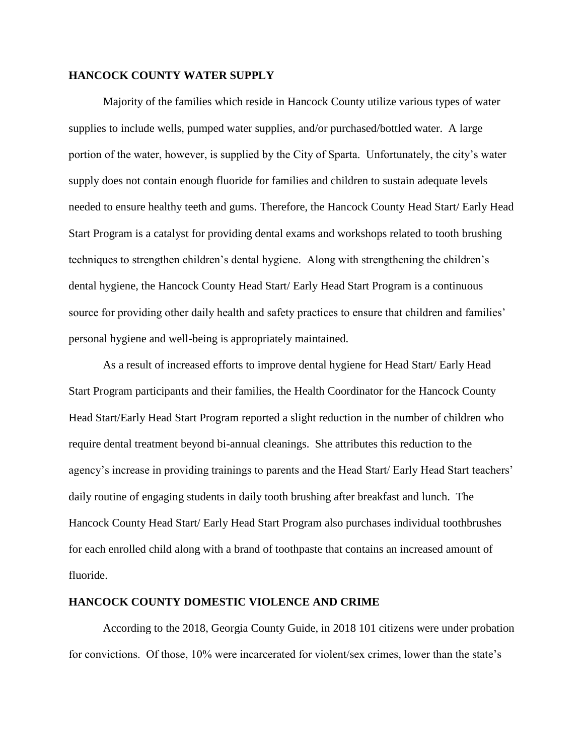## HANCOCK COUNTY WATER SUPPLY

Majority of the families which reside in Hancock County utilize various types of water supplies to include wells, pumped water supplies, and/or purchased/bottled water. A large portion of the water, however, is supplied by the City of Sparta. Unfortunately, the city's water supply does not contain enough fluoride for families and children to sustain adequate levels needed to ensure healthy teeth and gums. Therefore, the Hancock County Head Start/ Early Head Start Program is a catalyst for providing dental exams and workshops related to tooth brushing techniques to strengthen children's dental hygiene. Along with strengthening the children's dental hygiene, the Hancock County Head Start/ Early Head Start Program is a continuous source for providing other daily health and safety practices to ensure that children and families' personal hygiene and well-being is appropriately maintained.

As a result of increased efforts to improve dental hygiene for Head Start/ Early Head Start Program participants and their families, the Health Coordinator for the Hancock County Head Start/Early Head Start Program reported a slight reduction in the number of children who require dental treatment beyond bi-annual cleanings. She attributes this reduction to the agency's increase in providing trainings to parents and the Head Start/ Early Head Start teachers' daily routine of engaging students in daily tooth brushing after breakfast and lunch. The Hancock County Head Start/ Early Head Start Program also purchases individual toothbrushes for each enrolled child along with a brand of toothpaste that contains an increased amount of fluoride.

## HANCOCK COUNTY DOMESTIC VIOLENCE AND CRIME

According to the 2018, Georgia County Guide, in 2018 101 citizens were under probation for convictions. Of those, 10% were incarcerated for violent/sex crimes, lower than the state's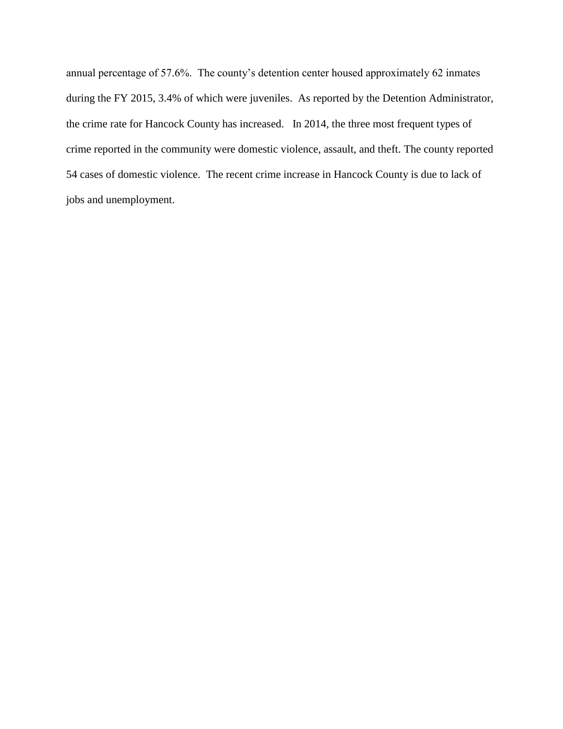annual percentage of 57.6%. The county's detention center housed approximately 62 inmates during the FY 2015, 3.4% of which were juveniles. As reported by the Detention Administrator, the crime rate for Hancock County has increased. In 2014, the three most frequent types of crime reported in the community were domestic violence, assault, and theft. The county reported 54 cases of domestic violence. The recent crime increase in Hancock County is due to lack of jobs and unemployment.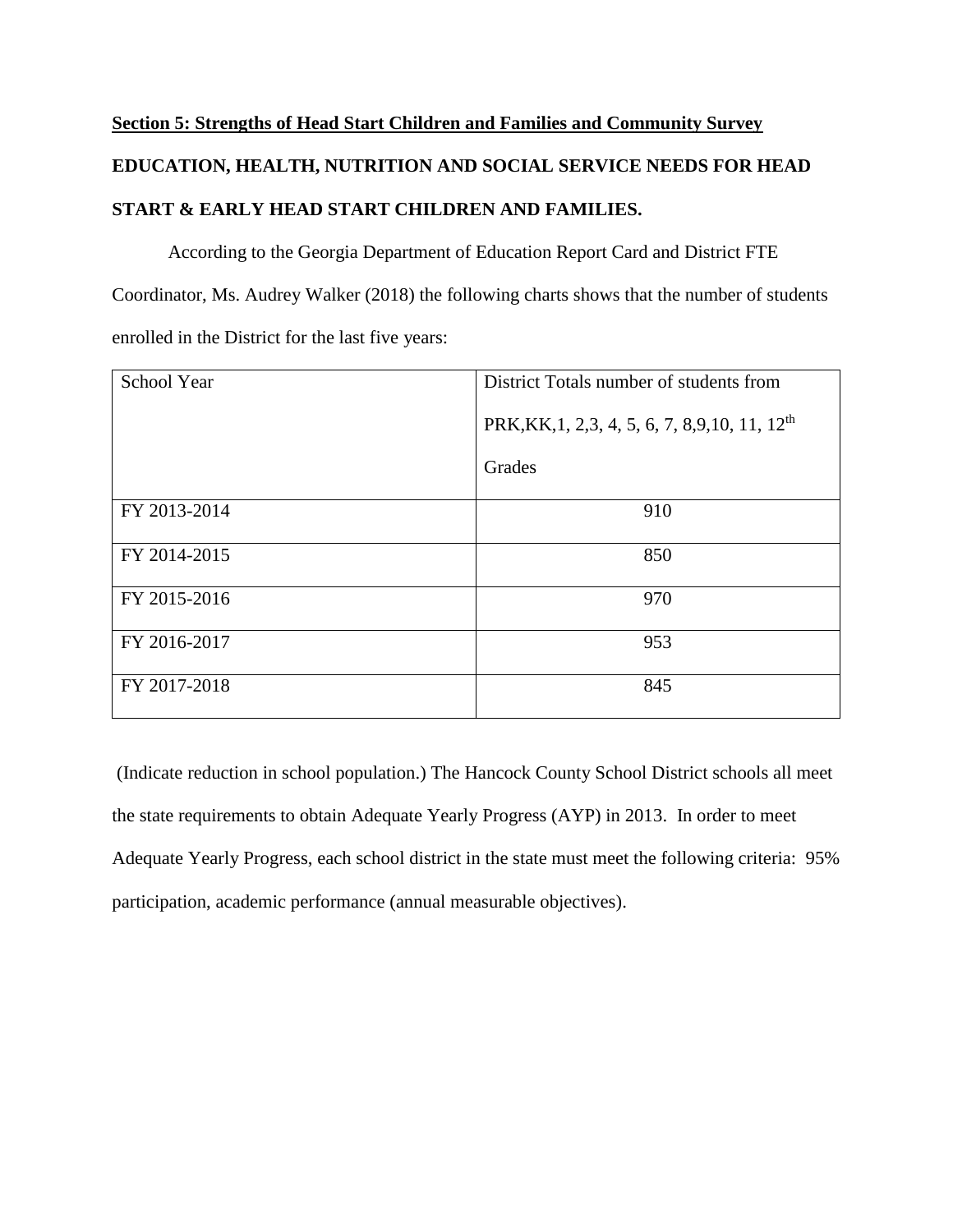**<u>Section 5: Strengths of Head Start Children and Families and Community Survey</u>**

**EDUCATION, HEALTH, NUTRITION AND SOCIAL SERVICE NEEDS FOR HEAD START & EARLY HEAD START CHILDREN AND FAMILIES.**

According to the Georgia Department of Education Report Card and District FTE Coordinator, Ms. Audrey Walker (2018) the following charts shows that the number of students enrolled in the District for the last five years:

| School Year | District Totals number of students from PRK,KK,1, 2,3, 4, 5, 6, 7, 8,9,10, 11, 12th Grades |
|---|---|
| FY 2013-2014 | 910 |
| FY 2014-2015 | 850 |
| FY 2015-2016 | 970 |
| FY 2016-2017 | 953 |
| FY 2017-2018 | 845 |

(Indicate reduction in school population.) The Hancock County School District schools all meet the state requirements to obtain Adequate Yearly Progress (AYP) in 2013. In order to meet Adequate Yearly Progress, each school district in the state must meet the following criteria: 95% participation, academic performance (annual measurable objectives).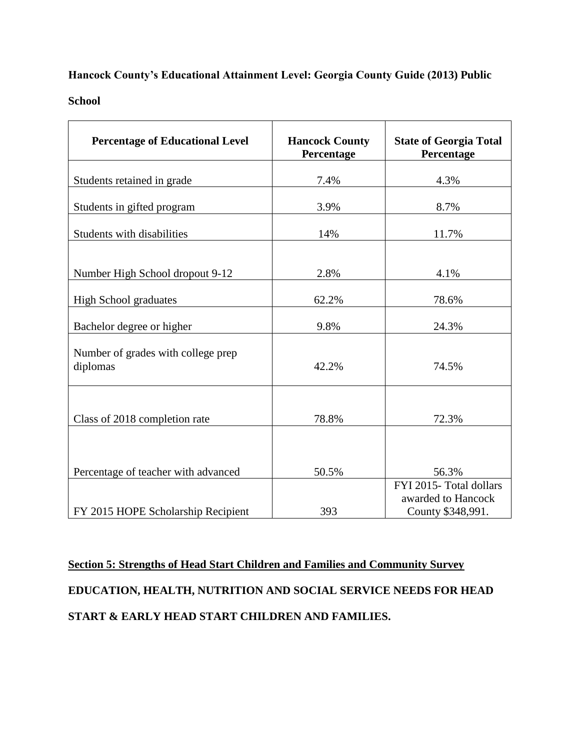**Hancock County's Educational Attainment Level: Georgia County Guide (2013) Public School**

| Percentage of Educational Level | Hancock County Percentage | State of Georgia Total Percentage |
|---|---|---|
| Students retained in grade | 7.4% | 4.3% |
| Students in gifted program | 3.9% | 8.7% |
| Students with disabilities | 14% | 11.7% |
| Number High School dropout 9-12 | 2.8% | 4.1% |
| High School graduates | 62.2% | 78.6% |
| Bachelor degree or higher | 9.8% | 24.3% |
| Number of grades with college prep diplomas | 42.2% | 74.5% |
| Class of 2018 completion rate | 78.8% | 72.3% |
| Percentage of teacher with advanced | 50.5% | 56.3% |
| FY 2015 HOPE Scholarship Recipient | 393 | FYI 2015- Total dollars awarded to Hancock County $348,991. |

**Section 5: Strengths of Head Start Children and Families and Community Survey**

**EDUCATION, HEALTH, NUTRITION AND SOCIAL SERVICE NEEDS FOR HEAD START & EARLY HEAD START CHILDREN AND FAMILIES.**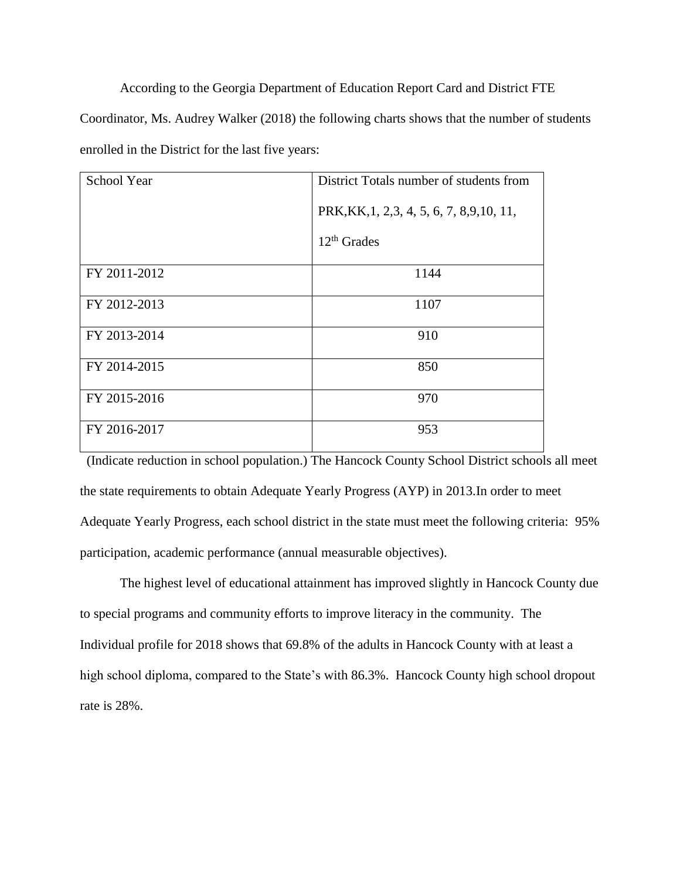According to the Georgia Department of Education Report Card and District FTE Coordinator, Ms. Audrey Walker (2018) the following charts shows that the number of students enrolled in the District for the last five years:

| School Year | District Totals number of students from PRK,KK,1, 2,3, 4, 5, 6, 7, 8,9,10, 11, 12th Grades |
|---|---|
| FY 2011-2012 | 1144 |
| FY 2012-2013 | 1107 |
| FY 2013-2014 | 910 |
| FY 2014-2015 | 850 |
| FY 2015-2016 | 970 |
| FY 2016-2017 | 953 |

(Indicate reduction in school population.) The Hancock County School District schools all meet the state requirements to obtain Adequate Yearly Progress (AYP) in 2013.In order to meet Adequate Yearly Progress, each school district in the state must meet the following criteria: 95% participation, academic performance (annual measurable objectives).

The highest level of educational attainment has improved slightly in Hancock County due to special programs and community efforts to improve literacy in the community. The Individual profile for 2018 shows that 69.8% of the adults in Hancock County with at least a high school diploma, compared to the State's with 86.3%. Hancock County high school dropout rate is 28%.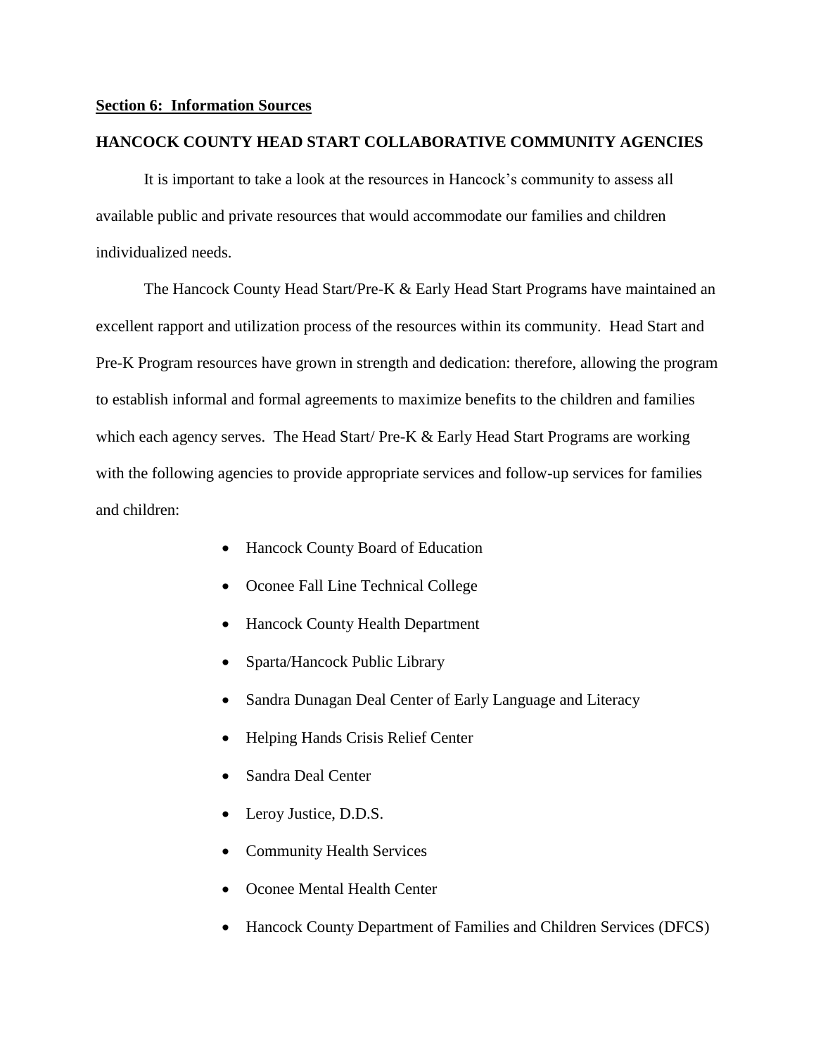## Section 6: Information Sources

### HANCOCK COUNTY HEAD START COLLABORATIVE COMMUNITY AGENCIES

It is important to take a look at the resources in Hancock's community to assess all available public and private resources that would accommodate our families and children individualized needs.

The Hancock County Head Start/Pre-K & Early Head Start Programs have maintained an excellent rapport and utilization process of the resources within its community. Head Start and Pre-K Program resources have grown in strength and dedication: therefore, allowing the program to establish informal and formal agreements to maximize benefits to the children and families which each agency serves. The Head Start/ Pre-K & Early Head Start Programs are working with the following agencies to provide appropriate services and follow-up services for families and children:

- Hancock County Board of Education
- Oconee Fall Line Technical College
- Hancock County Health Department
- Sparta/Hancock Public Library
- Sandra Dunagan Deal Center of Early Language and Literacy
- Helping Hands Crisis Relief Center
- Sandra Deal Center
- Leroy Justice, D.D.S.
- Community Health Services
- Oconee Mental Health Center
- Hancock County Department of Families and Children Services (DFCS)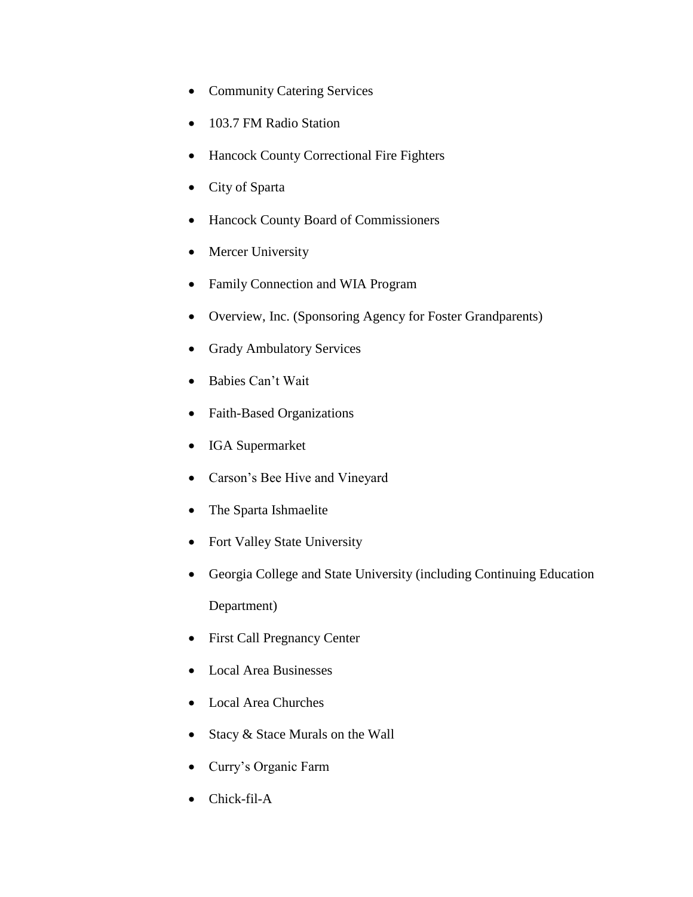- Community Catering Services
- 103.7 FM Radio Station
- Hancock County Correctional Fire Fighters
- City of Sparta
- Hancock County Board of Commissioners
- Mercer University
- Family Connection and WIA Program
- Overview, Inc. (Sponsoring Agency for Foster Grandparents)
- Grady Ambulatory Services
- Babies Can't Wait
- Faith-Based Organizations
- IGA Supermarket
- Carson's Bee Hive and Vineyard
- The Sparta Ishmaelite
- Fort Valley State University
- Georgia College and State University (including Continuing Education Department)
- First Call Pregnancy Center
- Local Area Businesses
- Local Area Churches
- Stacy & Stace Murals on the Wall
- Curry's Organic Farm
- Chick-fil-A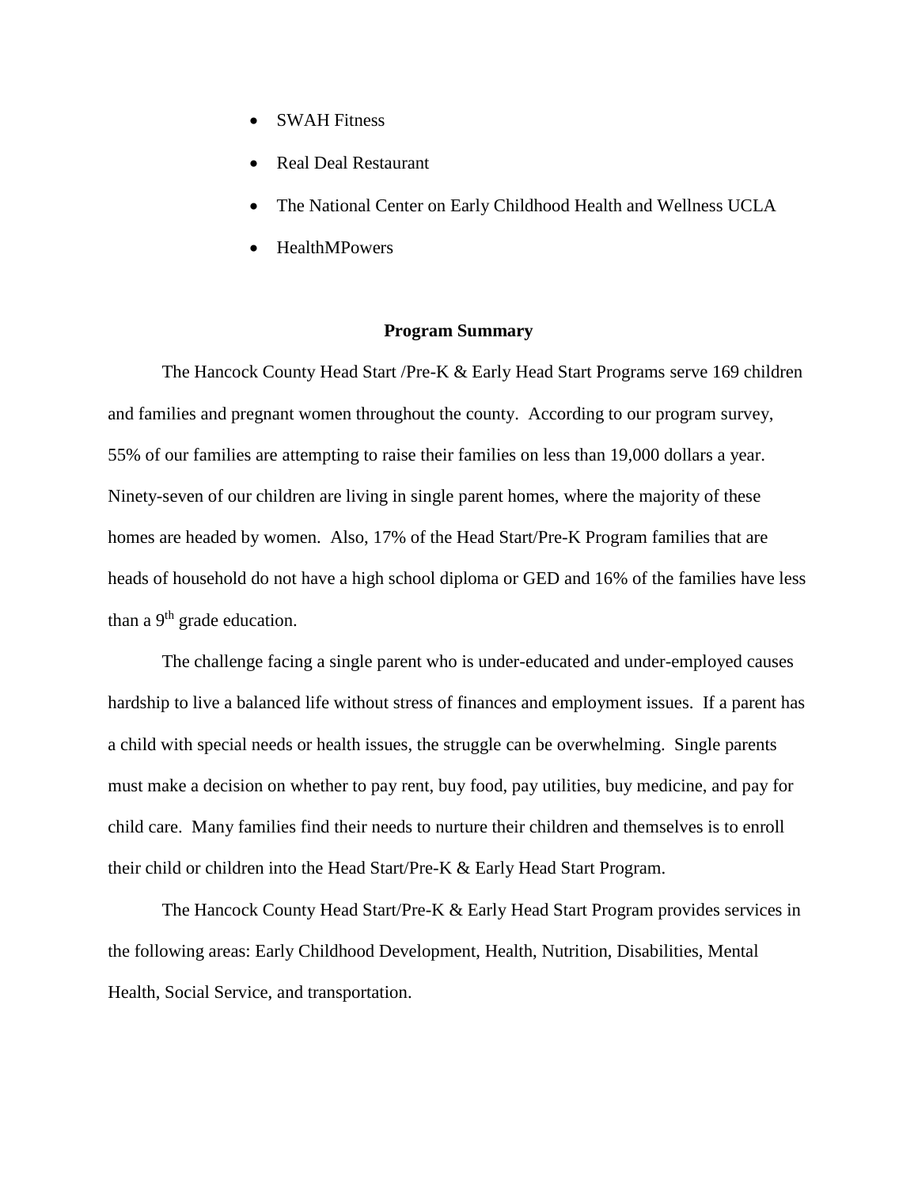- SWAH Fitness
- Real Deal Restaurant
- The National Center on Early Childhood Health and Wellness UCLA
- HealthMPowers

## Program Summary

The Hancock County Head Start /Pre-K & Early Head Start Programs serve 169 children and families and pregnant women throughout the county. According to our program survey, 55% of our families are attempting to raise their families on less than 19,000 dollars a year. Ninety-seven of our children are living in single parent homes, where the majority of these homes are headed by women. Also, 17% of the Head Start/Pre-K Program families that are heads of household do not have a high school diploma or GED and 16% of the families have less than a 9th grade education.

The challenge facing a single parent who is under-educated and under-employed causes hardship to live a balanced life without stress of finances and employment issues. If a parent has a child with special needs or health issues, the struggle can be overwhelming. Single parents must make a decision on whether to pay rent, buy food, pay utilities, buy medicine, and pay for child care. Many families find their needs to nurture their children and themselves is to enroll their child or children into the Head Start/Pre-K & Early Head Start Program.

The Hancock County Head Start/Pre-K & Early Head Start Program provides services in the following areas: Early Childhood Development, Health, Nutrition, Disabilities, Mental Health, Social Service, and transportation.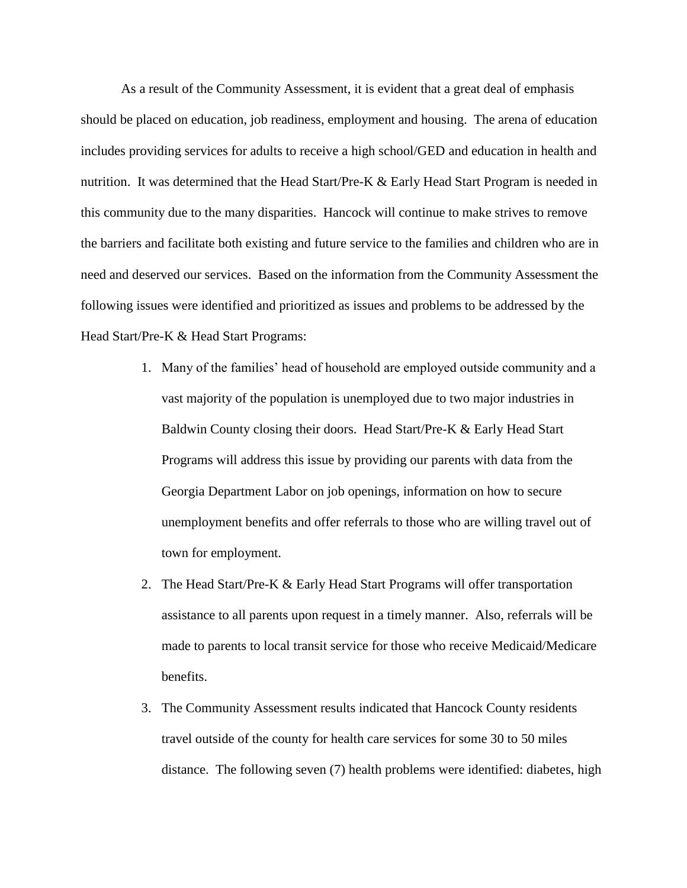As a result of the Community Assessment, it is evident that a great deal of emphasis should be placed on education, job readiness, employment and housing. The arena of education includes providing services for adults to receive a high school/GED and education in health and nutrition. It was determined that the Head Start/Pre-K & Early Head Start Program is needed in this community due to the many disparities. Hancock will continue to make strives to remove the barriers and facilitate both existing and future service to the families and children who are in need and deserved our services. Based on the information from the Community Assessment the following issues were identified and prioritized as issues and problems to be addressed by the Head Start/Pre-K & Head Start Programs:

1. Many of the families' head of household are employed outside community and a vast majority of the population is unemployed due to two major industries in Baldwin County closing their doors. Head Start/Pre-K & Early Head Start Programs will address this issue by providing our parents with data from the Georgia Department Labor on job openings, information on how to secure unemployment benefits and offer referrals to those who are willing travel out of town for employment.
2. The Head Start/Pre-K & Early Head Start Programs will offer transportation assistance to all parents upon request in a timely manner. Also, referrals will be made to parents to local transit service for those who receive Medicaid/Medicare benefits.
3. The Community Assessment results indicated that Hancock County residents travel outside of the county for health care services for some 30 to 50 miles distance. The following seven (7) health problems were identified: diabetes, high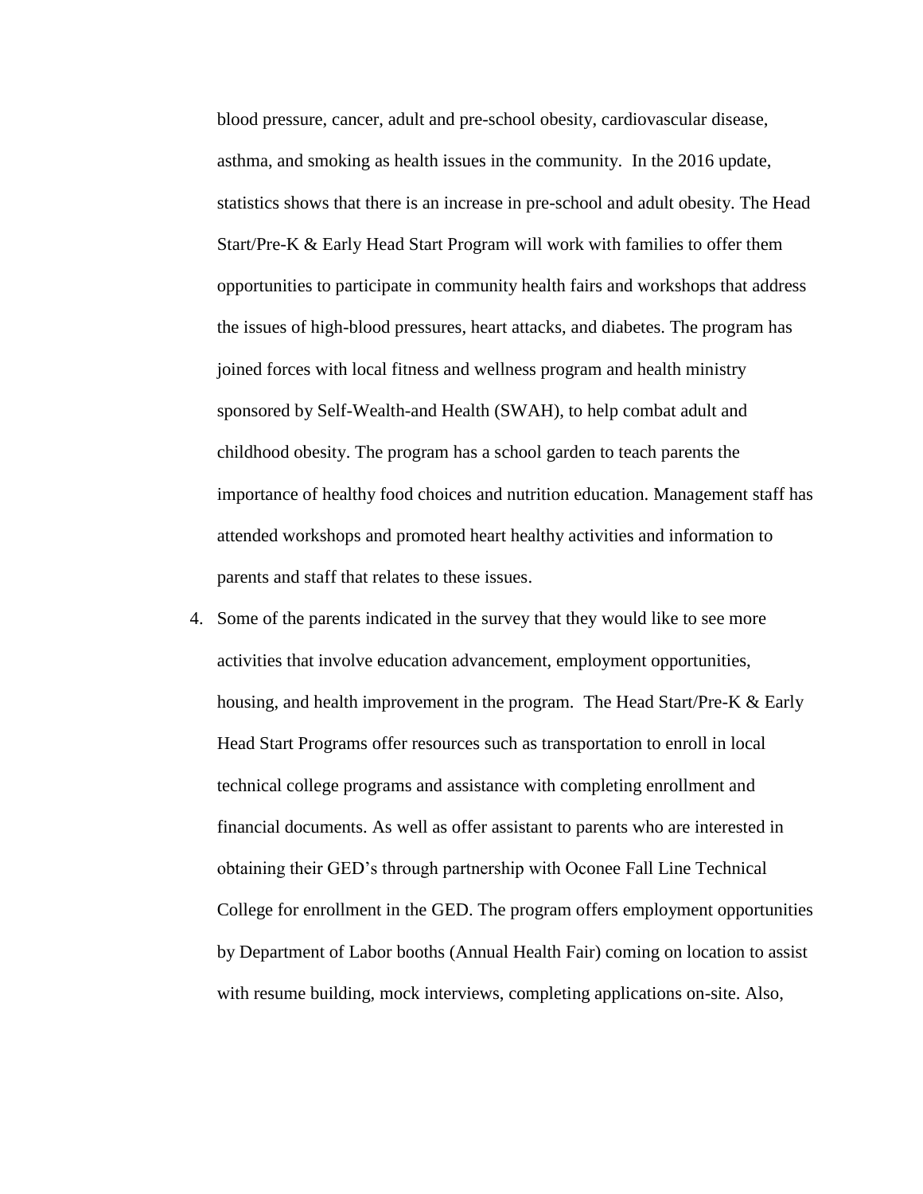blood pressure, cancer, adult and pre-school obesity, cardiovascular disease, asthma, and smoking as health issues in the community. In the 2016 update, statistics shows that there is an increase in pre-school and adult obesity. The Head Start/Pre-K & Early Head Start Program will work with families to offer them opportunities to participate in community health fairs and workshops that address the issues of high-blood pressures, heart attacks, and diabetes. The program has joined forces with local fitness and wellness program and health ministry sponsored by Self-Wealth-and Health (SWAH), to help combat adult and childhood obesity. The program has a school garden to teach parents the importance of healthy food choices and nutrition education. Management staff has attended workshops and promoted heart healthy activities and information to parents and staff that relates to these issues.

4. Some of the parents indicated in the survey that they would like to see more activities that involve education advancement, employment opportunities, housing, and health improvement in the program. The Head Start/Pre-K & Early Head Start Programs offer resources such as transportation to enroll in local technical college programs and assistance with completing enrollment and financial documents. As well as offer assistant to parents who are interested in obtaining their GED's through partnership with Oconee Fall Line Technical College for enrollment in the GED. The program offers employment opportunities by Department of Labor booths (Annual Health Fair) coming on location to assist with resume building, mock interviews, completing applications on-site. Also,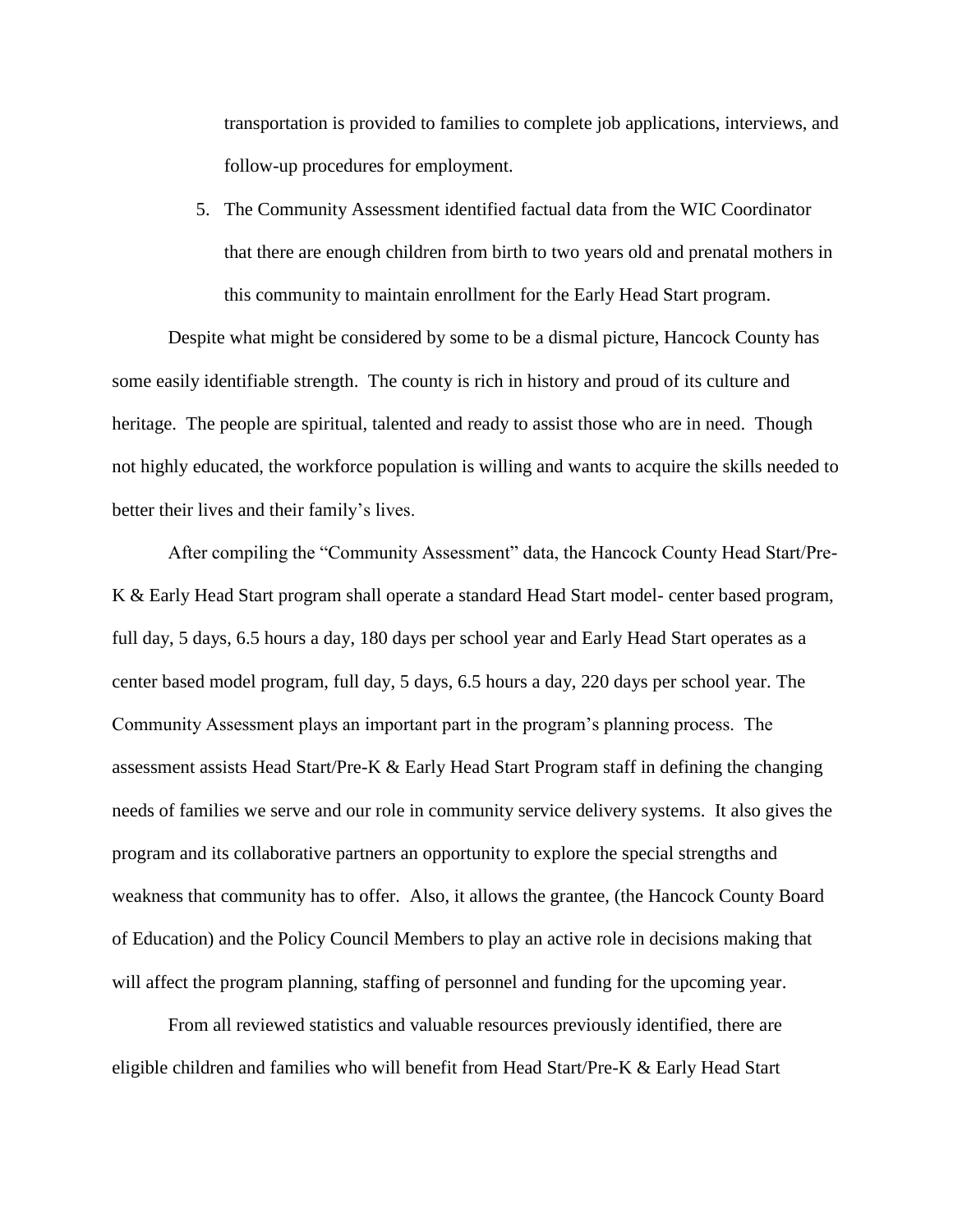transportation is provided to families to complete job applications, interviews, and follow-up procedures for employment.

5. The Community Assessment identified factual data from the WIC Coordinator that there are enough children from birth to two years old and prenatal mothers in this community to maintain enrollment for the Early Head Start program.

Despite what might be considered by some to be a dismal picture, Hancock County has some easily identifiable strength. The county is rich in history and proud of its culture and heritage. The people are spiritual, talented and ready to assist those who are in need. Though not highly educated, the workforce population is willing and wants to acquire the skills needed to better their lives and their family's lives.

After compiling the "Community Assessment" data, the Hancock County Head Start/Pre-K & Early Head Start program shall operate a standard Head Start model- center based program, full day, 5 days, 6.5 hours a day, 180 days per school year and Early Head Start operates as a center based model program, full day, 5 days, 6.5 hours a day, 220 days per school year. The Community Assessment plays an important part in the program's planning process. The assessment assists Head Start/Pre-K & Early Head Start Program staff in defining the changing needs of families we serve and our role in community service delivery systems. It also gives the program and its collaborative partners an opportunity to explore the special strengths and weakness that community has to offer. Also, it allows the grantee, (the Hancock County Board of Education) and the Policy Council Members to play an active role in decisions making that will affect the program planning, staffing of personnel and funding for the upcoming year.

From all reviewed statistics and valuable resources previously identified, there are eligible children and families who will benefit from Head Start/Pre-K & Early Head Start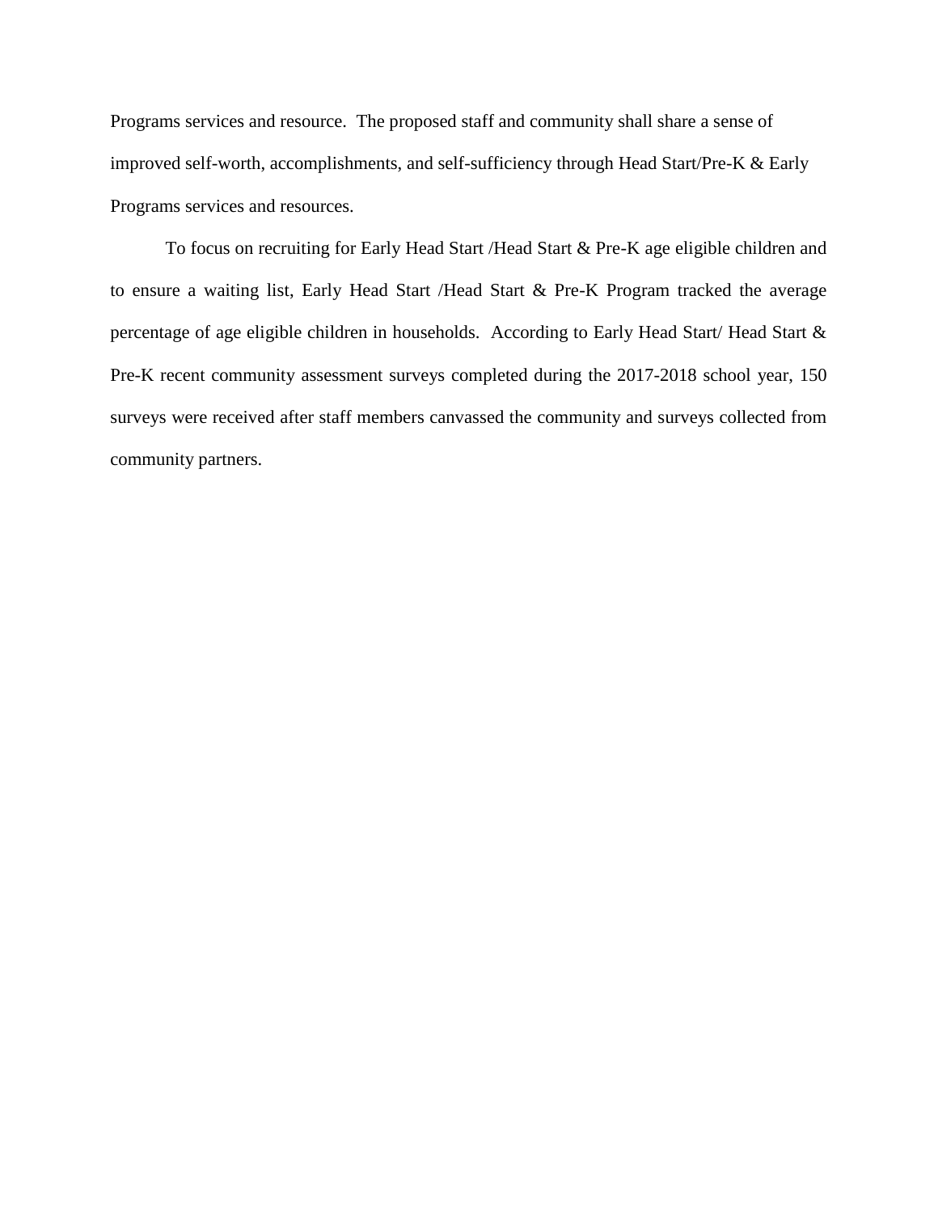Programs services and resource. The proposed staff and community shall share a sense of improved self-worth, accomplishments, and self-sufficiency through Head Start/Pre-K & Early Programs services and resources.

To focus on recruiting for Early Head Start /Head Start & Pre-K age eligible children and to ensure a waiting list, Early Head Start /Head Start & Pre-K Program tracked the average percentage of age eligible children in households. According to Early Head Start/ Head Start & Pre-K recent community assessment surveys completed during the 2017-2018 school year, 150 surveys were received after staff members canvassed the community and surveys collected from community partners.